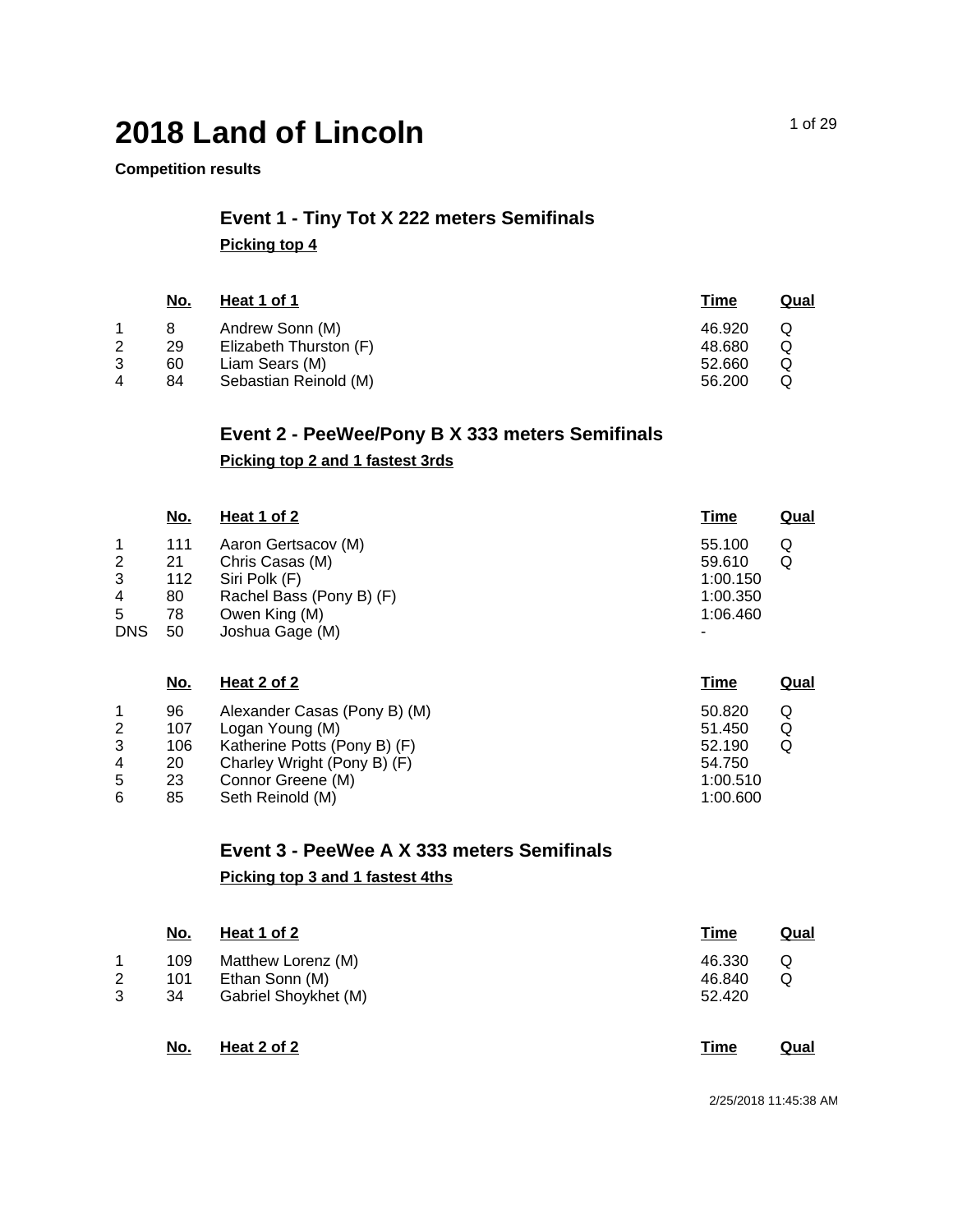# 2018 Land of Lincoln

**Competition results**

## Event 1 - Tiny Tot X 222 meters Semifinals

**Picking top 4**

| | No. | Heat 1 of 1 | Time | Qual |
|---|---|---|---|---|
| 1 | 8 | Andrew Sonn (M) | 46.920 | Q |
| 2 | 29 | Elizabeth Thurston (F) | 48.680 | Q |
| 3 | 60 | Liam Sears (M) | 52.660 | Q |
| 4 | 84 | Sebastian Reinold (M) | 56.200 | Q |

## Event 2 - PeeWee/Pony B X 333 meters Semifinals

**Picking top 2 and 1 fastest 3rds**

| | No. | Heat 1 of 2 | Time | Qual |
|---|---|---|---|---|
| 1 | 111 | Aaron Gertsacov (M) | 55.100 | Q |
| 2 | 21 | Chris Casas (M) | 59.610 | Q |
| 3 | 112 | Siri Polk (F) | 1:00.150 | |
| 4 | 80 | Rachel Bass (Pony B) (F) | 1:00.350 | |
| 5 | 78 | Owen King (M) | 1:06.460 | |
| DNS | 50 | Joshua Gage (M) | - | |

| | No. | Heat 2 of 2 | Time | Qual |
|---|---|---|---|---|
| 1 | 96 | Alexander Casas (Pony B) (M) | 50.820 | Q |
| 2 | 107 | Logan Young (M) | 51.450 | Q |
| 3 | 106 | Katherine Potts (Pony B) (F) | 52.190 | Q |
| 4 | 20 | Charley Wright (Pony B) (F) | 54.750 | |
| 5 | 23 | Connor Greene (M) | 1:00.510 | |
| 6 | 85 | Seth Reinold (M) | 1:00.600 | |

## Event 3 - PeeWee A X 333 meters Semifinals

**Picking top 3 and 1 fastest 4ths**

| | No. | Heat 1 of 2 | Time | Qual |
|---|---|---|---|---|
| 1 | 109 | Matthew Lorenz (M) | 46.330 | Q |
| 2 | 101 | Ethan Sonn (M) | 46.840 | Q |
| 3 | 34 | Gabriel Shoykhet (M) | 52.420 | |

| | No. | Heat 2 of 2 | Time | Qual |
|---|---|---|---|---|

2/25/2018 11:45:38 AM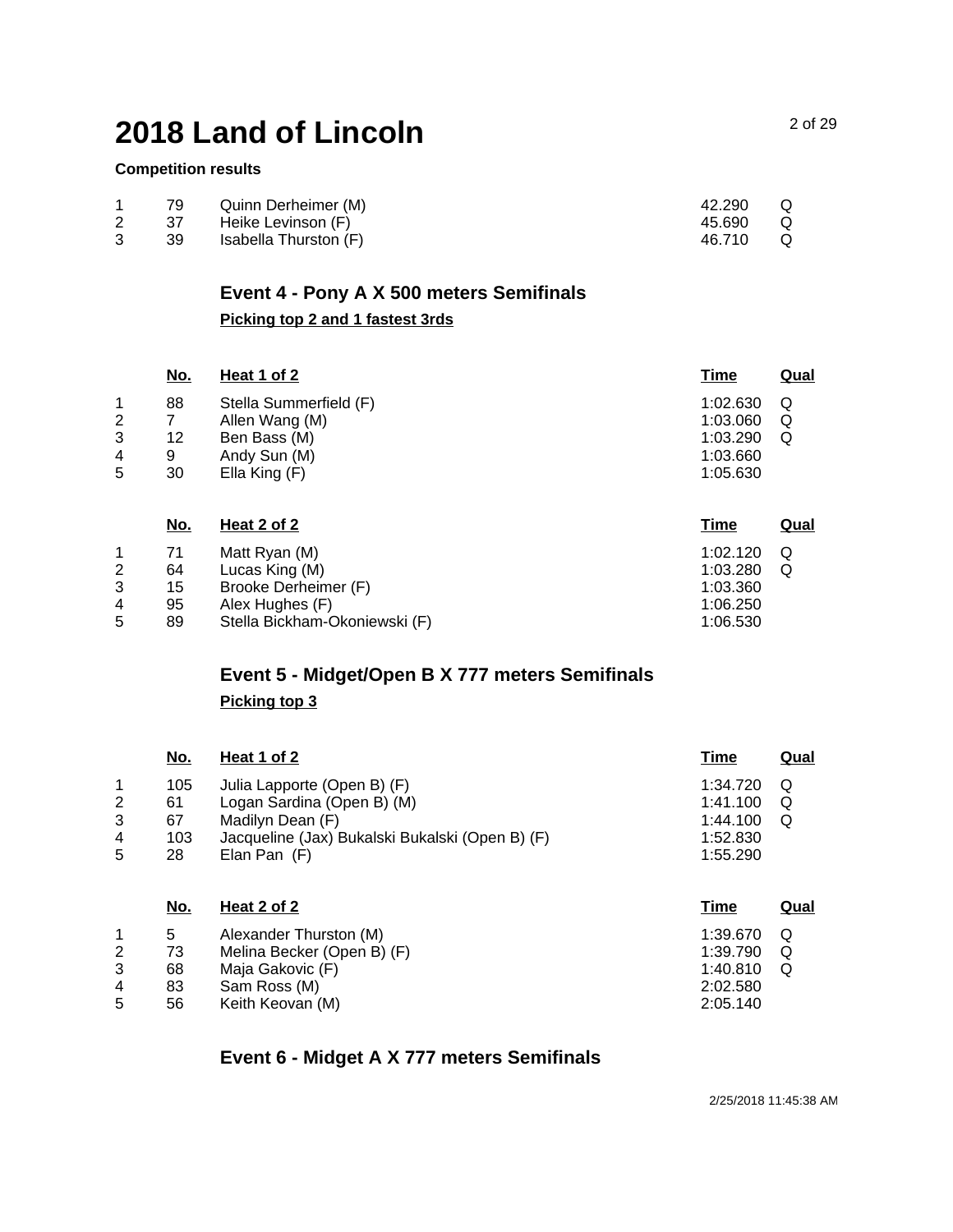# 2018 Land of Lincoln

**Competition results**

| | | | | |
|---|---|---|---|---|
| 1 | 79 | Quinn Derheimer (M) | 42.290 | Q |
| 2 | 37 | Heike Levinson (F) | 45.690 | Q |
| 3 | 39 | Isabella Thurston (F) | 46.710 | Q |

## Event 4 - Pony A X 500 meters Semifinals

**Picking top 2 and 1 fastest 3rds**

| | No. | Heat 1 of 2 | Time | Qual |
|---|---|---|---|---|
| 1 | 88 | Stella Summerfield (F) | 1:02.630 | Q |
| 2 | 7 | Allen Wang (M) | 1:03.060 | Q |
| 3 | 12 | Ben Bass (M) | 1:03.290 | Q |
| 4 | 9 | Andy Sun (M) | 1:03.660 | |
| 5 | 30 | Ella King (F) | 1:05.630 | |

| | No. | Heat 2 of 2 | Time | Qual |
|---|---|---|---|---|
| 1 | 71 | Matt Ryan (M) | 1:02.120 | Q |
| 2 | 64 | Lucas King (M) | 1:03.280 | Q |
| 3 | 15 | Brooke Derheimer (F) | 1:03.360 | |
| 4 | 95 | Alex Hughes (F) | 1:06.250 | |
| 5 | 89 | Stella Bickham-Okoniewski (F) | 1:06.530 | |

## Event 5 - Midget/Open B X 777 meters Semifinals

**Picking top 3**

| | No. | Heat 1 of 2 | Time | Qual |
|---|---|---|---|---|
| 1 | 105 | Julia Lapporte (Open B) (F) | 1:34.720 | Q |
| 2 | 61 | Logan Sardina (Open B) (M) | 1:41.100 | Q |
| 3 | 67 | Madilyn Dean (F) | 1:44.100 | Q |
| 4 | 103 | Jacqueline (Jax) Bukalski Bukalski (Open B) (F) | 1:52.830 | |
| 5 | 28 | Elan Pan (F) | 1:55.290 | |

| | No. | Heat 2 of 2 | Time | Qual |
|---|---|---|---|---|
| 1 | 5 | Alexander Thurston (M) | 1:39.670 | Q |
| 2 | 73 | Melina Becker (Open B) (F) | 1:39.790 | Q |
| 3 | 68 | Maja Gakovic (F) | 1:40.810 | Q |
| 4 | 83 | Sam Ross (M) | 2:02.580 | |
| 5 | 56 | Keith Keovan (M) | 2:05.140 | |

## Event 6 - Midget A X 777 meters Semifinals

2/25/2018 11:45:38 AM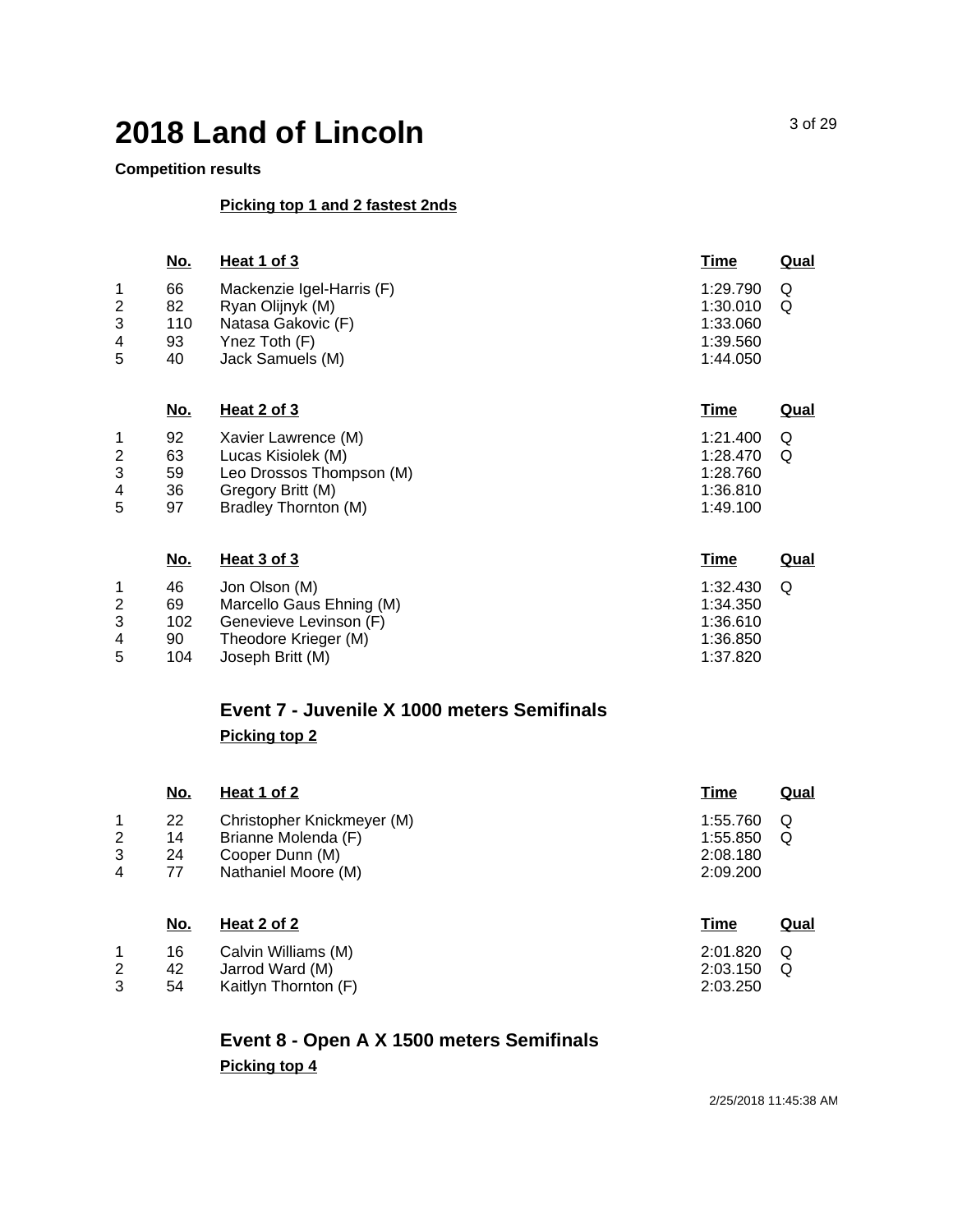# 2018 Land of Lincoln

**Competition results**

**Picking top 1 and 2 fastest 2nds**

| | No. | Heat 1 of 3 | Time | Qual |
|---|---|---|---|---|
| 1 | 66 | Mackenzie Igel-Harris (F) | 1:29.790 | Q |
| 2 | 82 | Ryan Olijnyk (M) | 1:30.010 | Q |
| 3 | 110 | Natasa Gakovic (F) | 1:33.060 | |
| 4 | 93 | Ynez Toth (F) | 1:39.560 | |
| 5 | 40 | Jack Samuels (M) | 1:44.050 | |

| | No. | Heat 2 of 3 | Time | Qual |
|---|---|---|---|---|
| 1 | 92 | Xavier Lawrence (M) | 1:21.400 | Q |
| 2 | 63 | Lucas Kisiolek (M) | 1:28.470 | Q |
| 3 | 59 | Leo Drossos Thompson (M) | 1:28.760 | |
| 4 | 36 | Gregory Britt (M) | 1:36.810 | |
| 5 | 97 | Bradley Thornton (M) | 1:49.100 | |

| | No. | Heat 3 of 3 | Time | Qual |
|---|---|---|---|---|
| 1 | 46 | Jon Olson (M) | 1:32.430 | Q |
| 2 | 69 | Marcello Gaus Ehning (M) | 1:34.350 | |
| 3 | 102 | Genevieve Levinson (F) | 1:36.610 | |
| 4 | 90 | Theodore Krieger (M) | 1:36.850 | |
| 5 | 104 | Joseph Britt (M) | 1:37.820 | |

## Event 7 - Juvenile X 1000 meters Semifinals

**Picking top 2**

| | No. | Heat 1 of 2 | Time | Qual |
|---|---|---|---|---|
| 1 | 22 | Christopher Knickmeyer (M) | 1:55.760 | Q |
| 2 | 14 | Brianne Molenda (F) | 1:55.850 | Q |
| 3 | 24 | Cooper Dunn (M) | 2:08.180 | |
| 4 | 77 | Nathaniel Moore (M) | 2:09.200 | |

| | No. | Heat 2 of 2 | Time | Qual |
|---|---|---|---|---|
| 1 | 16 | Calvin Williams (M) | 2:01.820 | Q |
| 2 | 42 | Jarrod Ward (M) | 2:03.150 | Q |
| 3 | 54 | Kaitlyn Thornton (F) | 2:03.250 | |

## Event 8 - Open A X 1500 meters Semifinals

**Picking top 4**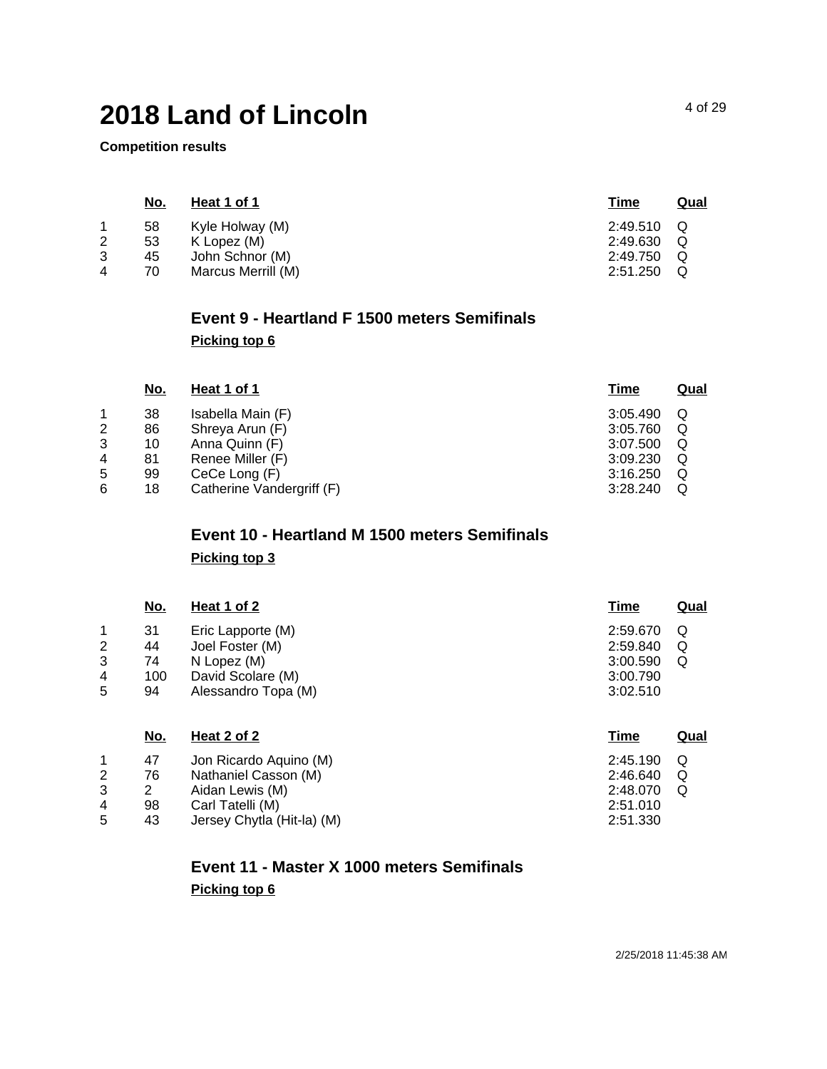**Competition results**

| | No. | Heat 1 of 1 | Time | Qual |
|---|---|---|---|---|
| 1 | 58 | Kyle Holway (M) | 2:49.510 | Q |
| 2 | 53 | K Lopez (M) | 2:49.630 | Q |
| 3 | 45 | John Schnor (M) | 2:49.750 | Q |
| 4 | 70 | Marcus Merrill (M) | 2:51.250 | Q |

## Event 9 - Heartland F 1500 meters Semifinals

**Picking top 6**

| | No. | Heat 1 of 1 | Time | Qual |
|---|---|---|---|---|
| 1 | 38 | Isabella Main (F) | 3:05.490 | Q |
| 2 | 86 | Shreya Arun (F) | 3:05.760 | Q |
| 3 | 10 | Anna Quinn (F) | 3:07.500 | Q |
| 4 | 81 | Renee Miller (F) | 3:09.230 | Q |
| 5 | 99 | CeCe Long (F) | 3:16.250 | Q |
| 6 | 18 | Catherine Vandergriff (F) | 3:28.240 | Q |

## Event 10 - Heartland M 1500 meters Semifinals

**Picking top 3**

| | No. | Heat 1 of 2 | Time | Qual |
|---|---|---|---|---|
| 1 | 31 | Eric Lapporte (M) | 2:59.670 | Q |
| 2 | 44 | Joel Foster (M) | 2:59.840 | Q |
| 3 | 74 | N Lopez (M) | 3:00.590 | Q |
| 4 | 100 | David Scolare (M) | 3:00.790 | |
| 5 | 94 | Alessandro Topa (M) | 3:02.510 | |

| | No. | Heat 2 of 2 | Time | Qual |
|---|---|---|---|---|
| 1 | 47 | Jon Ricardo Aquino (M) | 2:45.190 | Q |
| 2 | 76 | Nathaniel Casson (M) | 2:46.640 | Q |
| 3 | 2 | Aidan Lewis (M) | 2:48.070 | Q |
| 4 | 98 | Carl Tatelli (M) | 2:51.010 | |
| 5 | 43 | Jersey Chytla (Hit-la) (M) | 2:51.330 | |

## Event 11 - Master X 1000 meters Semifinals

**Picking top 6**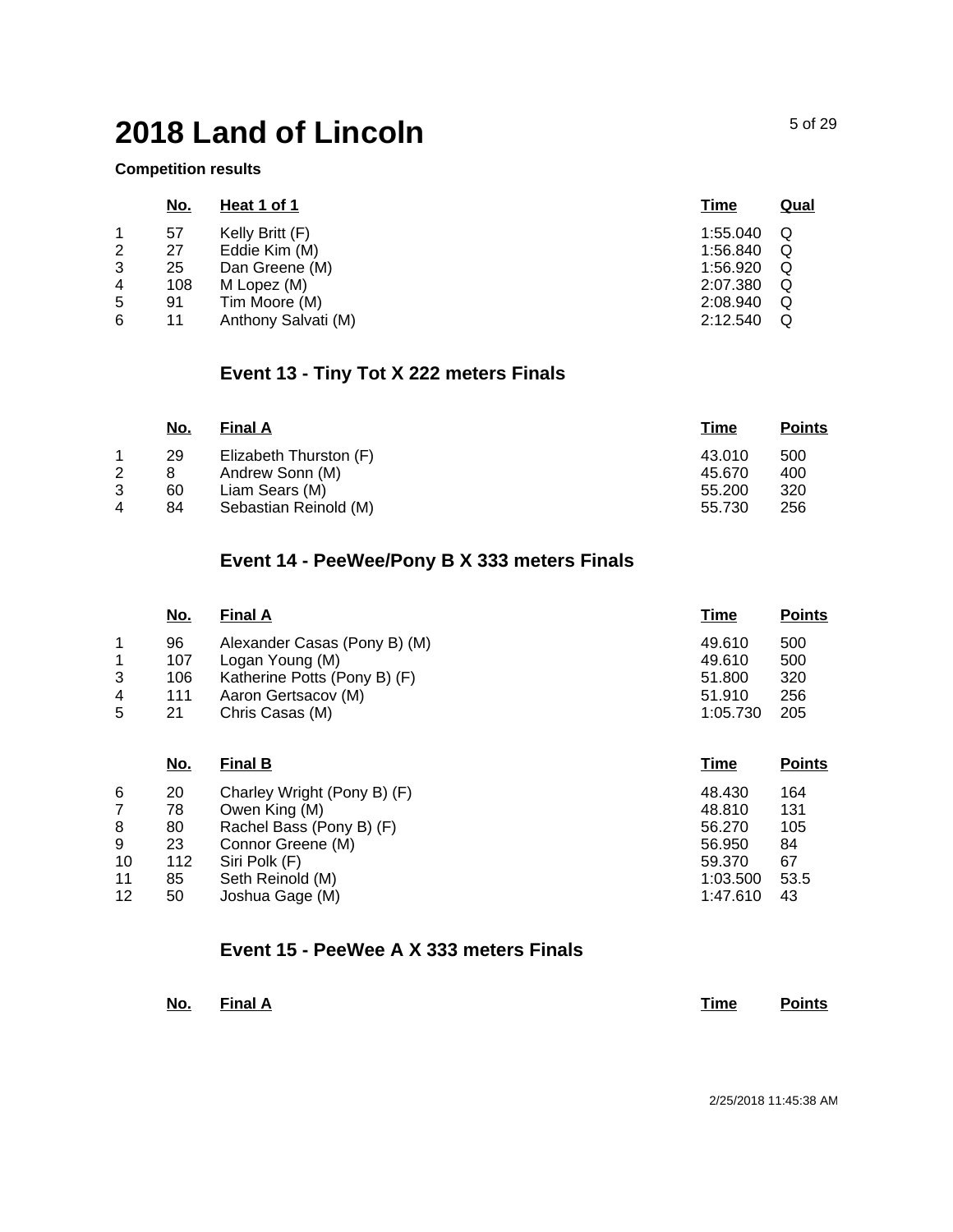# 2018 Land of Lincoln

**Competition results**

| | No. | Heat 1 of 1 | Time | Qual |
|---|---|---|---|---|
| 1 | 57 | Kelly Britt (F) | 1:55.040 | Q |
| 2 | 27 | Eddie Kim (M) | 1:56.840 | Q |
| 3 | 25 | Dan Greene (M) | 1:56.920 | Q |
| 4 | 108 | M Lopez (M) | 2:07.380 | Q |
| 5 | 91 | Tim Moore (M) | 2:08.940 | Q |
| 6 | 11 | Anthony Salvati (M) | 2:12.540 | Q |

## Event 13 - Tiny Tot X 222 meters Finals

| | No. | Final A | Time | Points |
|---|---|---|---|---|
| 1 | 29 | Elizabeth Thurston (F) | 43.010 | 500 |
| 2 | 8 | Andrew Sonn (M) | 45.670 | 400 |
| 3 | 60 | Liam Sears (M) | 55.200 | 320 |
| 4 | 84 | Sebastian Reinold (M) | 55.730 | 256 |

## Event 14 - PeeWee/Pony B X 333 meters Finals

| | No. | Final A | Time | Points |
|---|---|---|---|---|
| 1 | 96 | Alexander Casas (Pony B) (M) | 49.610 | 500 |
| 1 | 107 | Logan Young (M) | 49.610 | 500 |
| 3 | 106 | Katherine Potts (Pony B) (F) | 51.800 | 320 |
| 4 | 111 | Aaron Gertsacov (M) | 51.910 | 256 |
| 5 | 21 | Chris Casas (M) | 1:05.730 | 205 |

| | No. | Final B | Time | Points |
|---|---|---|---|---|
| 6 | 20 | Charley Wright (Pony B) (F) | 48.430 | 164 |
| 7 | 78 | Owen King (M) | 48.810 | 131 |
| 8 | 80 | Rachel Bass (Pony B) (F) | 56.270 | 105 |
| 9 | 23 | Connor Greene (M) | 56.950 | 84 |
| 10 | 112 | Siri Polk (F) | 59.370 | 67 |
| 11 | 85 | Seth Reinold (M) | 1:03.500 | 53.5 |
| 12 | 50 | Joshua Gage (M) | 1:47.610 | 43 |

## Event 15 - PeeWee A X 333 meters Finals

| | No. | Final A | Time | Points |
|---|---|---|---|---|

2/25/2018 11:45:38 AM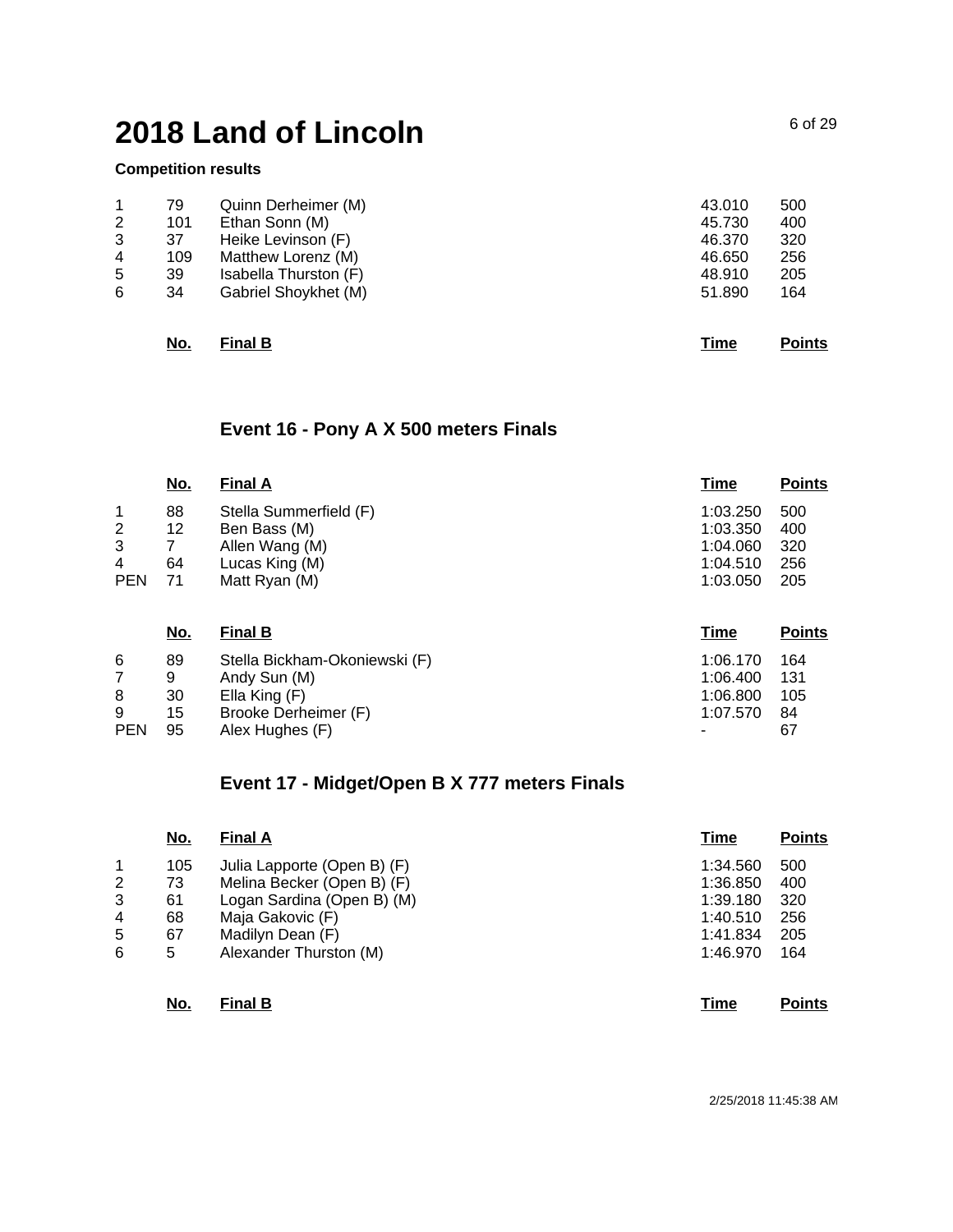# 2018 Land of Lincoln

**Competition results**

| | | | | |
|---|---|---|---|---|
| 1 | 79 | Quinn Derheimer (M) | 43.010 | 500 |
| 2 | 101 | Ethan Sonn (M) | 45.730 | 400 |
| 3 | 37 | Heike Levinson (F) | 46.370 | 320 |
| 4 | 109 | Matthew Lorenz (M) | 46.650 | 256 |
| 5 | 39 | Isabella Thurston (F) | 48.910 | 205 |
| 6 | 34 | Gabriel Shoykhet (M) | 51.890 | 164 |

| | No. | Final B | Time | Points |
|---|---|---|---|---|

## Event 16 - Pony A X 500 meters Finals

| | No. | Final A | Time | Points |
|---|---|---|---|---|
| 1 | 88 | Stella Summerfield (F) | 1:03.250 | 500 |
| 2 | 12 | Ben Bass (M) | 1:03.350 | 400 |
| 3 | 7 | Allen Wang (M) | 1:04.060 | 320 |
| 4 | 64 | Lucas King (M) | 1:04.510 | 256 |
| PEN | 71 | Matt Ryan (M) | 1:03.050 | 205 |

| | No. | Final B | Time | Points |
|---|---|---|---|---|
| 6 | 89 | Stella Bickham-Okoniewski (F) | 1:06.170 | 164 |
| 7 | 9 | Andy Sun (M) | 1:06.400 | 131 |
| 8 | 30 | Ella King (F) | 1:06.800 | 105 |
| 9 | 15 | Brooke Derheimer (F) | 1:07.570 | 84 |
| PEN | 95 | Alex Hughes (F) | - | 67 |

## Event 17 - Midget/Open B X 777 meters Finals

| | No. | Final A | Time | Points |
|---|---|---|---|---|
| 1 | 105 | Julia Lapporte (Open B) (F) | 1:34.560 | 500 |
| 2 | 73 | Melina Becker (Open B) (F) | 1:36.850 | 400 |
| 3 | 61 | Logan Sardina (Open B) (M) | 1:39.180 | 320 |
| 4 | 68 | Maja Gakovic (F) | 1:40.510 | 256 |
| 5 | 67 | Madilyn Dean (F) | 1:41.834 | 205 |
| 6 | 5 | Alexander Thurston (M) | 1:46.970 | 164 |

| | No. | Final B | Time | Points |
|---|---|---|---|---|

2/25/2018 11:45:38 AM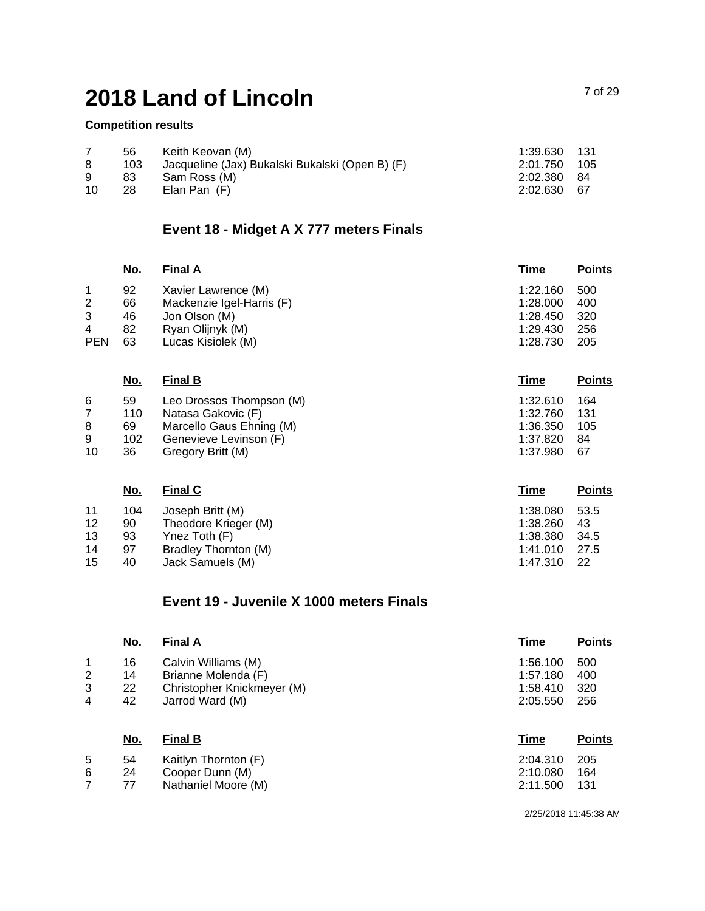# 2018 Land of Lincoln

**Competition results**

| | | | | |
|---|---|---|---|---|
| 7 | 56 | Keith Keovan (M) | 1:39.630 | 131 |
| 8 | 103 | Jacqueline (Jax) Bukalski Bukalski (Open B) (F) | 2:01.750 | 105 |
| 9 | 83 | Sam Ross (M) | 2:02.380 | 84 |
| 10 | 28 | Elan Pan (F) | 2:02.630 | 67 |

## Event 18 - Midget A X 777 meters Finals

| | No. | Final A | Time | Points |
|---|---|---|---|---|
| 1 | 92 | Xavier Lawrence (M) | 1:22.160 | 500 |
| 2 | 66 | Mackenzie Igel-Harris (F) | 1:28.000 | 400 |
| 3 | 46 | Jon Olson (M) | 1:28.450 | 320 |
| 4 | 82 | Ryan Olijnyk (M) | 1:29.430 | 256 |
| PEN | 63 | Lucas Kisiolek (M) | 1:28.730 | 205 |

| | No. | Final B | Time | Points |
|---|---|---|---|---|
| 6 | 59 | Leo Drossos Thompson (M) | 1:32.610 | 164 |
| 7 | 110 | Natasa Gakovic (F) | 1:32.760 | 131 |
| 8 | 69 | Marcello Gaus Ehning (M) | 1:36.350 | 105 |
| 9 | 102 | Genevieve Levinson (F) | 1:37.820 | 84 |
| 10 | 36 | Gregory Britt (M) | 1:37.980 | 67 |

| | No. | Final C | Time | Points |
|---|---|---|---|---|
| 11 | 104 | Joseph Britt (M) | 1:38.080 | 53.5 |
| 12 | 90 | Theodore Krieger (M) | 1:38.260 | 43 |
| 13 | 93 | Ynez Toth (F) | 1:38.380 | 34.5 |
| 14 | 97 | Bradley Thornton (M) | 1:41.010 | 27.5 |
| 15 | 40 | Jack Samuels (M) | 1:47.310 | 22 |

## Event 19 - Juvenile X 1000 meters Finals

| | No. | Final A | Time | Points |
|---|---|---|---|---|
| 1 | 16 | Calvin Williams (M) | 1:56.100 | 500 |
| 2 | 14 | Brianne Molenda (F) | 1:57.180 | 400 |
| 3 | 22 | Christopher Knickmeyer (M) | 1:58.410 | 320 |
| 4 | 42 | Jarrod Ward (M) | 2:05.550 | 256 |

| | No. | Final B | Time | Points |
|---|---|---|---|---|
| 5 | 54 | Kaitlyn Thornton (F) | 2:04.310 | 205 |
| 6 | 24 | Cooper Dunn (M) | 2:10.080 | 164 |
| 7 | 77 | Nathaniel Moore (M) | 2:11.500 | 131 |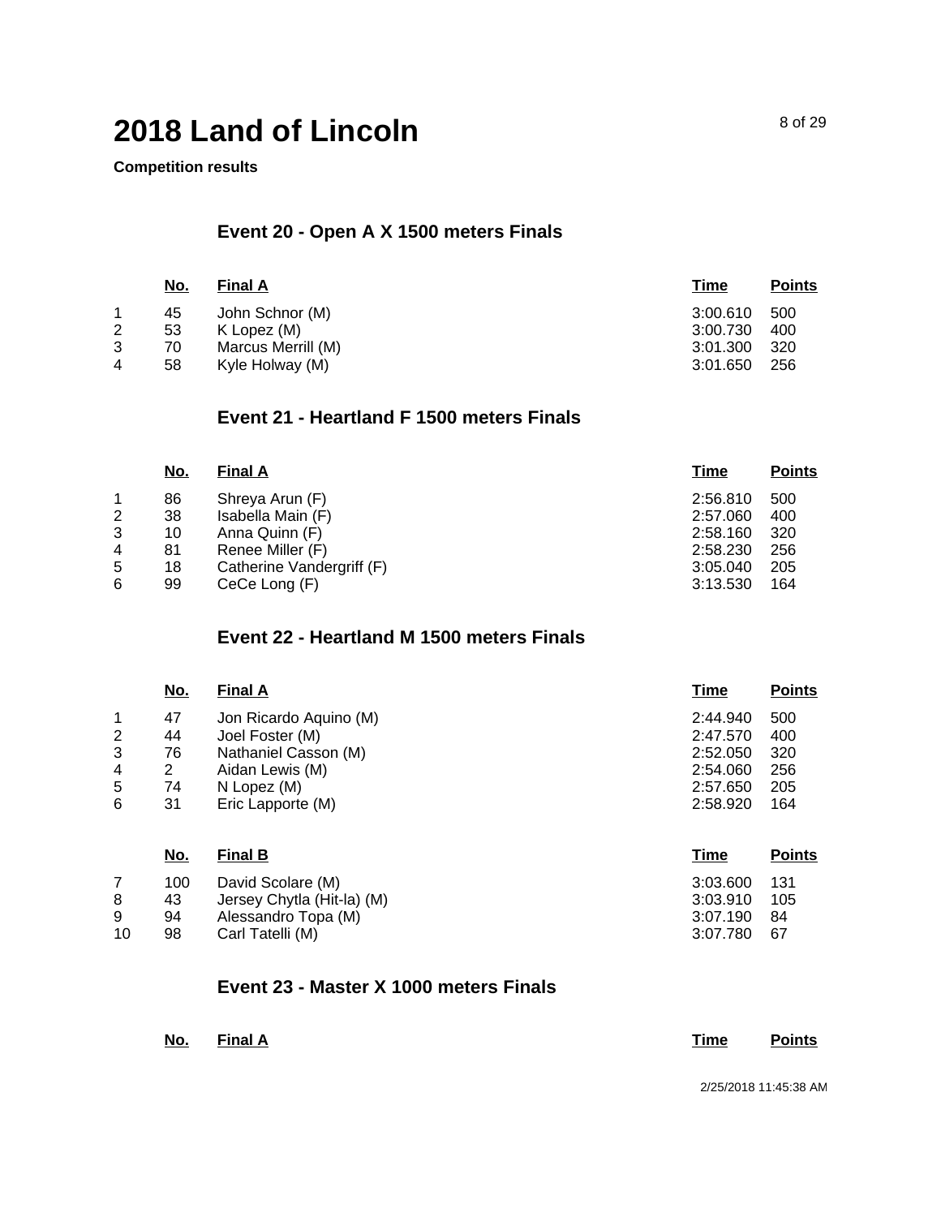# 2018 Land of Lincoln

**Competition results**

### Event 20 - Open A X 1500 meters Finals

| | No. | Final A | Time | Points |
|---|---|---|---|---|
| 1 | 45 | John Schnor (M) | 3:00.610 | 500 |
| 2 | 53 | K Lopez (M) | 3:00.730 | 400 |
| 3 | 70 | Marcus Merrill (M) | 3:01.300 | 320 |
| 4 | 58 | Kyle Holway (M) | 3:01.650 | 256 |

### Event 21 - Heartland F 1500 meters Finals

| | No. | Final A | Time | Points |
|---|---|---|---|---|
| 1 | 86 | Shreya Arun (F) | 2:56.810 | 500 |
| 2 | 38 | Isabella Main (F) | 2:57.060 | 400 |
| 3 | 10 | Anna Quinn (F) | 2:58.160 | 320 |
| 4 | 81 | Renee Miller (F) | 2:58.230 | 256 |
| 5 | 18 | Catherine Vandergriff (F) | 3:05.040 | 205 |
| 6 | 99 | CeCe Long (F) | 3:13.530 | 164 |

### Event 22 - Heartland M 1500 meters Finals

| | No. | Final A | Time | Points |
|---|---|---|---|---|
| 1 | 47 | Jon Ricardo Aquino (M) | 2:44.940 | 500 |
| 2 | 44 | Joel Foster (M) | 2:47.570 | 400 |
| 3 | 76 | Nathaniel Casson (M) | 2:52.050 | 320 |
| 4 | 2 | Aidan Lewis (M) | 2:54.060 | 256 |
| 5 | 74 | N Lopez (M) | 2:57.650 | 205 |
| 6 | 31 | Eric Lapporte (M) | 2:58.920 | 164 |

| | No. | Final B | Time | Points |
|---|---|---|---|---|
| 7 | 100 | David Scolare (M) | 3:03.600 | 131 |
| 8 | 43 | Jersey Chytla (Hit-la) (M) | 3:03.910 | 105 |
| 9 | 94 | Alessandro Topa (M) | 3:07.190 | 84 |
| 10 | 98 | Carl Tatelli (M) | 3:07.780 | 67 |

### Event 23 - Master X 1000 meters Finals

| | No. | Final A | Time | Points |
|---|---|---|---|---|

2/25/2018 11:45:38 AM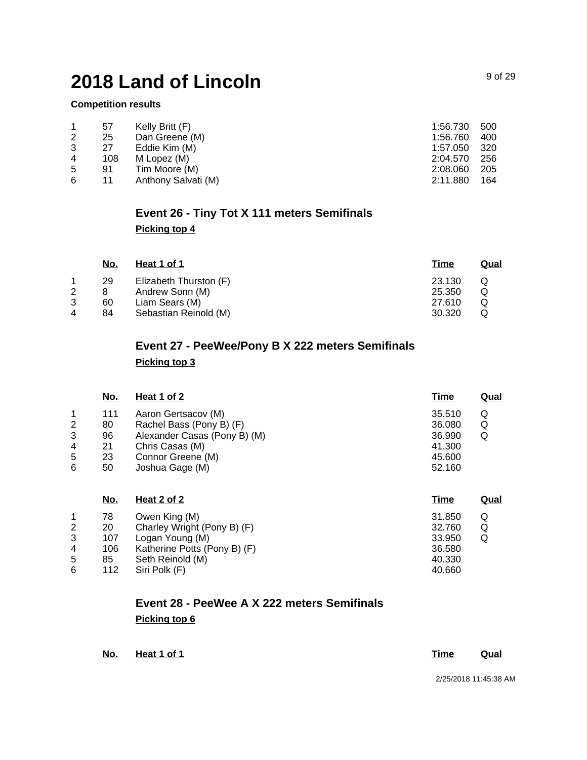# 2018 Land of Lincoln

**Competition results**

| | | | | |
|---|---|---|---|---|
| 1 | 57 | Kelly Britt (F) | 1:56.730 | 500 |
| 2 | 25 | Dan Greene (M) | 1:56.760 | 400 |
| 3 | 27 | Eddie Kim (M) | 1:57.050 | 320 |
| 4 | 108 | M Lopez (M) | 2:04.570 | 256 |
| 5 | 91 | Tim Moore (M) | 2:08.060 | 205 |
| 6 | 11 | Anthony Salvati (M) | 2:11.880 | 164 |

## Event 26 - Tiny Tot X 111 meters Semifinals

**Picking top 4**

| | No. | Heat 1 of 1 | Time | Qual |
|---|---|---|---|---|
| 1 | 29 | Elizabeth Thurston (F) | 23.130 | Q |
| 2 | 8 | Andrew Sonn (M) | 25.350 | Q |
| 3 | 60 | Liam Sears (M) | 27.610 | Q |
| 4 | 84 | Sebastian Reinold (M) | 30.320 | Q |

## Event 27 - PeeWee/Pony B X 222 meters Semifinals

**Picking top 3**

| | No. | Heat 1 of 2 | Time | Qual |
|---|---|---|---|---|
| 1 | 111 | Aaron Gertsacov (M) | 35.510 | Q |
| 2 | 80 | Rachel Bass (Pony B) (F) | 36.080 | Q |
| 3 | 96 | Alexander Casas (Pony B) (M) | 36.990 | Q |
| 4 | 21 | Chris Casas (M) | 41.300 | |
| 5 | 23 | Connor Greene (M) | 45.600 | |
| 6 | 50 | Joshua Gage (M) | 52.160 | |

| | No. | Heat 2 of 2 | Time | Qual |
|---|---|---|---|---|
| 1 | 78 | Owen King (M) | 31.850 | Q |
| 2 | 20 | Charley Wright (Pony B) (F) | 32.760 | Q |
| 3 | 107 | Logan Young (M) | 33.950 | Q |
| 4 | 106 | Katherine Potts (Pony B) (F) | 36.580 | |
| 5 | 85 | Seth Reinold (M) | 40.330 | |
| 6 | 112 | Siri Polk (F) | 40.660 | |

## Event 28 - PeeWee A X 222 meters Semifinals

**Picking top 6**

| | No. | Heat 1 of 1 | Time | Qual |
|---|---|---|---|---|

2/25/2018 11:45:38 AM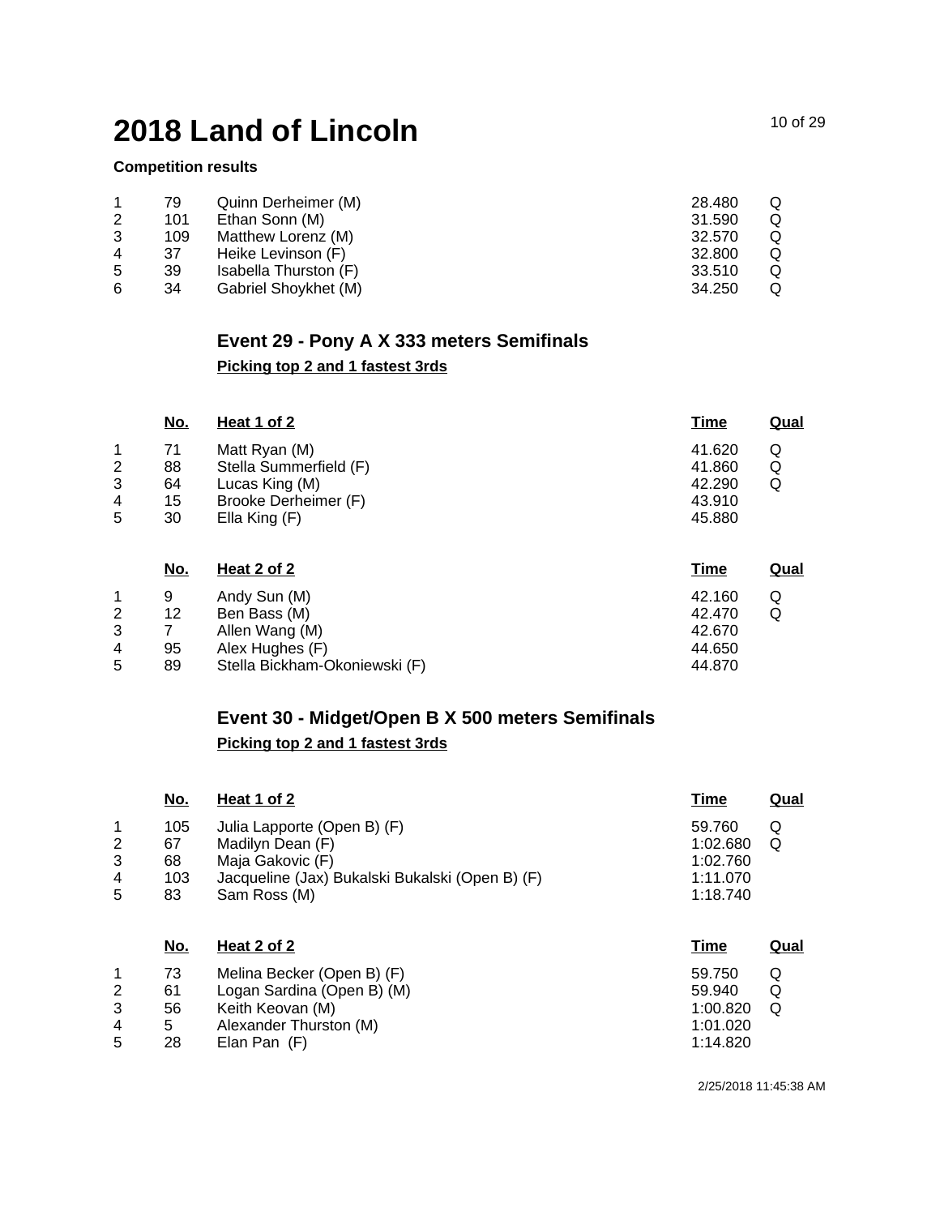# 2018 Land of Lincoln

**Competition results**

| | | | | |
|---|---|---|---|---|
| 1 | 79 | Quinn Derheimer (M) | 28.480 | Q |
| 2 | 101 | Ethan Sonn (M) | 31.590 | Q |
| 3 | 109 | Matthew Lorenz (M) | 32.570 | Q |
| 4 | 37 | Heike Levinson (F) | 32.800 | Q |
| 5 | 39 | Isabella Thurston (F) | 33.510 | Q |
| 6 | 34 | Gabriel Shoykhet (M) | 34.250 | Q |

## Event 29 - Pony A X 333 meters Semifinals

**Picking top 2 and 1 fastest 3rds**

| | No. | Heat 1 of 2 | Time | Qual |
|---|---|---|---|---|
| 1 | 71 | Matt Ryan (M) | 41.620 | Q |
| 2 | 88 | Stella Summerfield (F) | 41.860 | Q |
| 3 | 64 | Lucas King (M) | 42.290 | Q |
| 4 | 15 | Brooke Derheimer (F) | 43.910 | |
| 5 | 30 | Ella King (F) | 45.880 | |

| | No. | Heat 2 of 2 | Time | Qual |
|---|---|---|---|---|
| 1 | 9 | Andy Sun (M) | 42.160 | Q |
| 2 | 12 | Ben Bass (M) | 42.470 | Q |
| 3 | 7 | Allen Wang (M) | 42.670 | |
| 4 | 95 | Alex Hughes (F) | 44.650 | |
| 5 | 89 | Stella Bickham-Okoniewski (F) | 44.870 | |

## Event 30 - Midget/Open B X 500 meters Semifinals

**Picking top 2 and 1 fastest 3rds**

| | No. | Heat 1 of 2 | Time | Qual |
|---|---|---|---|---|
| 1 | 105 | Julia Lapporte (Open B) (F) | 59.760 | Q |
| 2 | 67 | Madilyn Dean (F) | 1:02.680 | Q |
| 3 | 68 | Maja Gakovic (F) | 1:02.760 | |
| 4 | 103 | Jacqueline (Jax) Bukalski Bukalski (Open B) (F) | 1:11.070 | |
| 5 | 83 | Sam Ross (M) | 1:18.740 | |

| | No. | Heat 2 of 2 | Time | Qual |
|---|---|---|---|---|
| 1 | 73 | Melina Becker (Open B) (F) | 59.750 | Q |
| 2 | 61 | Logan Sardina (Open B) (M) | 59.940 | Q |
| 3 | 56 | Keith Keovan (M) | 1:00.820 | Q |
| 4 | 5 | Alexander Thurston (M) | 1:01.020 | |
| 5 | 28 | Elan Pan (F) | 1:14.820 | |

2/25/2018 11:45:38 AM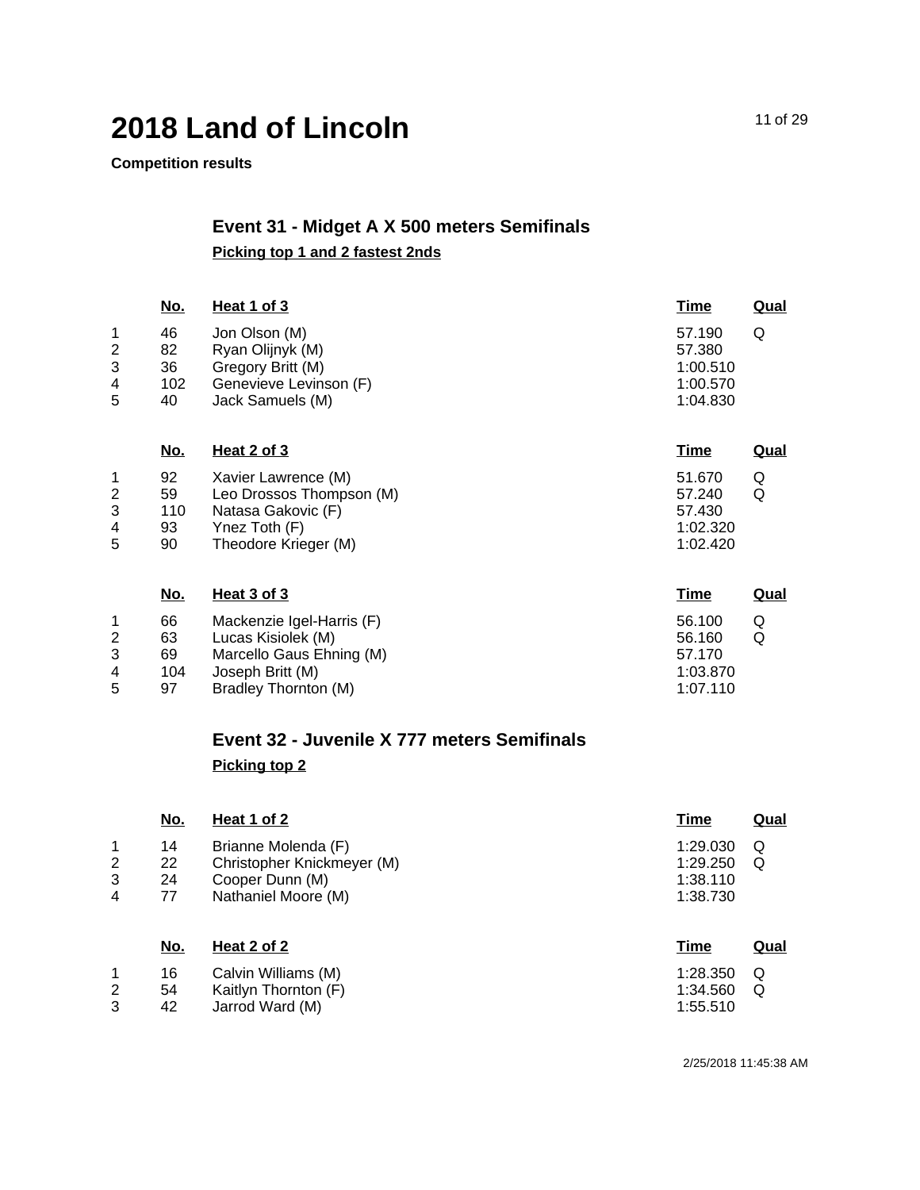# 2018 Land of Lincoln

**Competition results**

## Event 31 - Midget A X 500 meters Semifinals

**Picking top 1 and 2 fastest 2nds**

| | No. | Heat 1 of 3 | Time | Qual |
|---|---|---|---|---|
| 1 | 46 | Jon Olson (M) | 57.190 | Q |
| 2 | 82 | Ryan Olijnyk (M) | 57.380 | |
| 3 | 36 | Gregory Britt (M) | 1:00.510 | |
| 4 | 102 | Genevieve Levinson (F) | 1:00.570 | |
| 5 | 40 | Jack Samuels (M) | 1:04.830 | |

| | No. | Heat 2 of 3 | Time | Qual |
|---|---|---|---|---|
| 1 | 92 | Xavier Lawrence (M) | 51.670 | Q |
| 2 | 59 | Leo Drossos Thompson (M) | 57.240 | Q |
| 3 | 110 | Natasa Gakovic (F) | 57.430 | |
| 4 | 93 | Ynez Toth (F) | 1:02.320 | |
| 5 | 90 | Theodore Krieger (M) | 1:02.420 | |

| | No. | Heat 3 of 3 | Time | Qual |
|---|---|---|---|---|
| 1 | 66 | Mackenzie Igel-Harris (F) | 56.100 | Q |
| 2 | 63 | Lucas Kisiolek (M) | 56.160 | Q |
| 3 | 69 | Marcello Gaus Ehning (M) | 57.170 | |
| 4 | 104 | Joseph Britt (M) | 1:03.870 | |
| 5 | 97 | Bradley Thornton (M) | 1:07.110 | |

## Event 32 - Juvenile X 777 meters Semifinals

**Picking top 2**

| | No. | Heat 1 of 2 | Time | Qual |
|---|---|---|---|---|
| 1 | 14 | Brianne Molenda (F) | 1:29.030 | Q |
| 2 | 22 | Christopher Knickmeyer (M) | 1:29.250 | Q |
| 3 | 24 | Cooper Dunn (M) | 1:38.110 | |
| 4 | 77 | Nathaniel Moore (M) | 1:38.730 | |

| | No. | Heat 2 of 2 | Time | Qual |
|---|---|---|---|---|
| 1 | 16 | Calvin Williams (M) | 1:28.350 | Q |
| 2 | 54 | Kaitlyn Thornton (F) | 1:34.560 | Q |
| 3 | 42 | Jarrod Ward (M) | 1:55.510 | |

2/25/2018 11:45:38 AM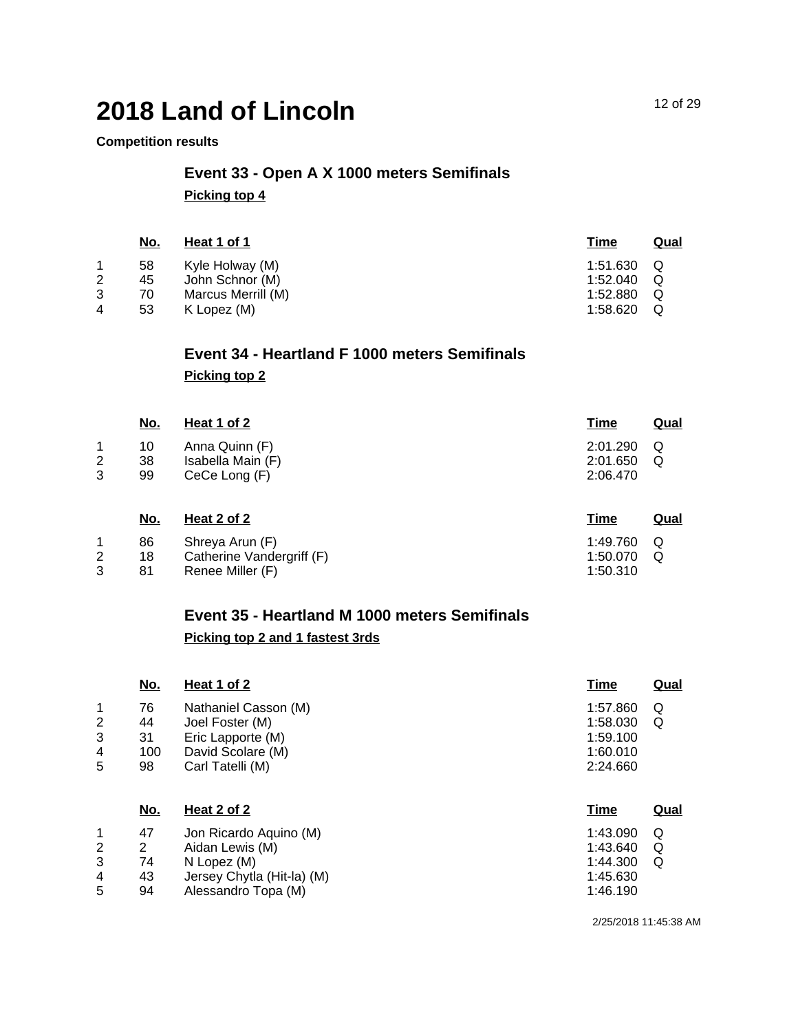# 2018 Land of Lincoln

**Competition results**

## Event 33 - Open A X 1000 meters Semifinals

**Picking top 4**

| | No. | Heat 1 of 1 | Time | Qual |
|---|---|---|---|---|
| 1 | 58 | Kyle Holway (M) | 1:51.630 | Q |
| 2 | 45 | John Schnor (M) | 1:52.040 | Q |
| 3 | 70 | Marcus Merrill (M) | 1:52.880 | Q |
| 4 | 53 | K Lopez (M) | 1:58.620 | Q |

## Event 34 - Heartland F 1000 meters Semifinals

**Picking top 2**

| | No. | Heat 1 of 2 | Time | Qual |
|---|---|---|---|---|
| 1 | 10 | Anna Quinn (F) | 2:01.290 | Q |
| 2 | 38 | Isabella Main (F) | 2:01.650 | Q |
| 3 | 99 | CeCe Long (F) | 2:06.470 | |

| | No. | Heat 2 of 2 | Time | Qual |
|---|---|---|---|---|
| 1 | 86 | Shreya Arun (F) | 1:49.760 | Q |
| 2 | 18 | Catherine Vandergriff (F) | 1:50.070 | Q |
| 3 | 81 | Renee Miller (F) | 1:50.310 | |

## Event 35 - Heartland M 1000 meters Semifinals

**Picking top 2 and 1 fastest 3rds**

| | No. | Heat 1 of 2 | Time | Qual |
|---|---|---|---|---|
| 1 | 76 | Nathaniel Casson (M) | 1:57.860 | Q |
| 2 | 44 | Joel Foster (M) | 1:58.030 | Q |
| 3 | 31 | Eric Lapporte (M) | 1:59.100 | |
| 4 | 100 | David Scolare (M) | 1:60.010 | |
| 5 | 98 | Carl Tatelli (M) | 2:24.660 | |

| | No. | Heat 2 of 2 | Time | Qual |
|---|---|---|---|---|
| 1 | 47 | Jon Ricardo Aquino (M) | 1:43.090 | Q |
| 2 | 2 | Aidan Lewis (M) | 1:43.640 | Q |
| 3 | 74 | N Lopez (M) | 1:44.300 | Q |
| 4 | 43 | Jersey Chytla (Hit-la) (M) | 1:45.630 | |
| 5 | 94 | Alessandro Topa (M) | 1:46.190 | |

2/25/2018 11:45:38 AM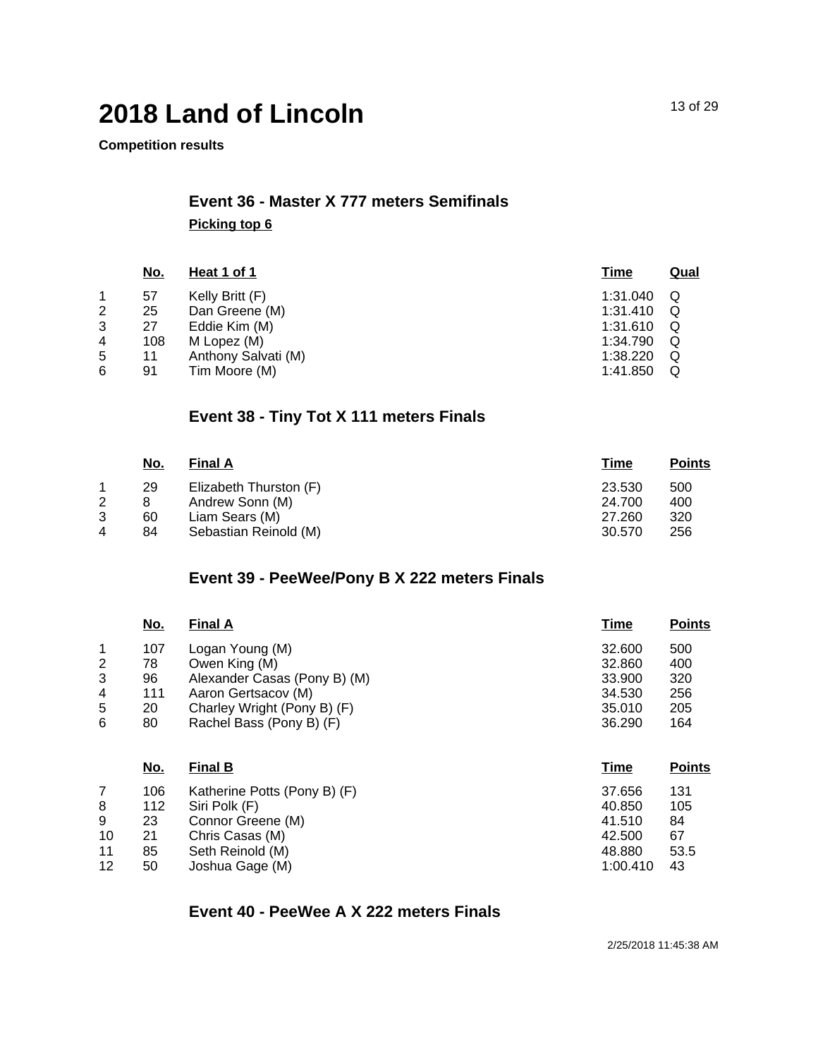# 2018 Land of Lincoln

**Competition results**

## Event 36 - Master X 777 meters Semifinals

**Picking top 6**

| | No. | Heat 1 of 1 | Time | Qual |
|---|---|---|---|---|
| 1 | 57 | Kelly Britt (F) | 1:31.040 | Q |
| 2 | 25 | Dan Greene (M) | 1:31.410 | Q |
| 3 | 27 | Eddie Kim (M) | 1:31.610 | Q |
| 4 | 108 | M Lopez (M) | 1:34.790 | Q |
| 5 | 11 | Anthony Salvati (M) | 1:38.220 | Q |
| 6 | 91 | Tim Moore (M) | 1:41.850 | Q |

## Event 38 - Tiny Tot X 111 meters Finals

| | No. | Final A | Time | Points |
|---|---|---|---|---|
| 1 | 29 | Elizabeth Thurston (F) | 23.530 | 500 |
| 2 | 8 | Andrew Sonn (M) | 24.700 | 400 |
| 3 | 60 | Liam Sears (M) | 27.260 | 320 |
| 4 | 84 | Sebastian Reinold (M) | 30.570 | 256 |

## Event 39 - PeeWee/Pony B X 222 meters Finals

| | No. | Final A | Time | Points |
|---|---|---|---|---|
| 1 | 107 | Logan Young (M) | 32.600 | 500 |
| 2 | 78 | Owen King (M) | 32.860 | 400 |
| 3 | 96 | Alexander Casas (Pony B) (M) | 33.900 | 320 |
| 4 | 111 | Aaron Gertsacov (M) | 34.530 | 256 |
| 5 | 20 | Charley Wright (Pony B) (F) | 35.010 | 205 |
| 6 | 80 | Rachel Bass (Pony B) (F) | 36.290 | 164 |

| | No. | Final B | Time | Points |
|---|---|---|---|---|
| 7 | 106 | Katherine Potts (Pony B) (F) | 37.656 | 131 |
| 8 | 112 | Siri Polk (F) | 40.850 | 105 |
| 9 | 23 | Connor Greene (M) | 41.510 | 84 |
| 10 | 21 | Chris Casas (M) | 42.500 | 67 |
| 11 | 85 | Seth Reinold (M) | 48.880 | 53.5 |
| 12 | 50 | Joshua Gage (M) | 1:00.410 | 43 |

## Event 40 - PeeWee A X 222 meters Finals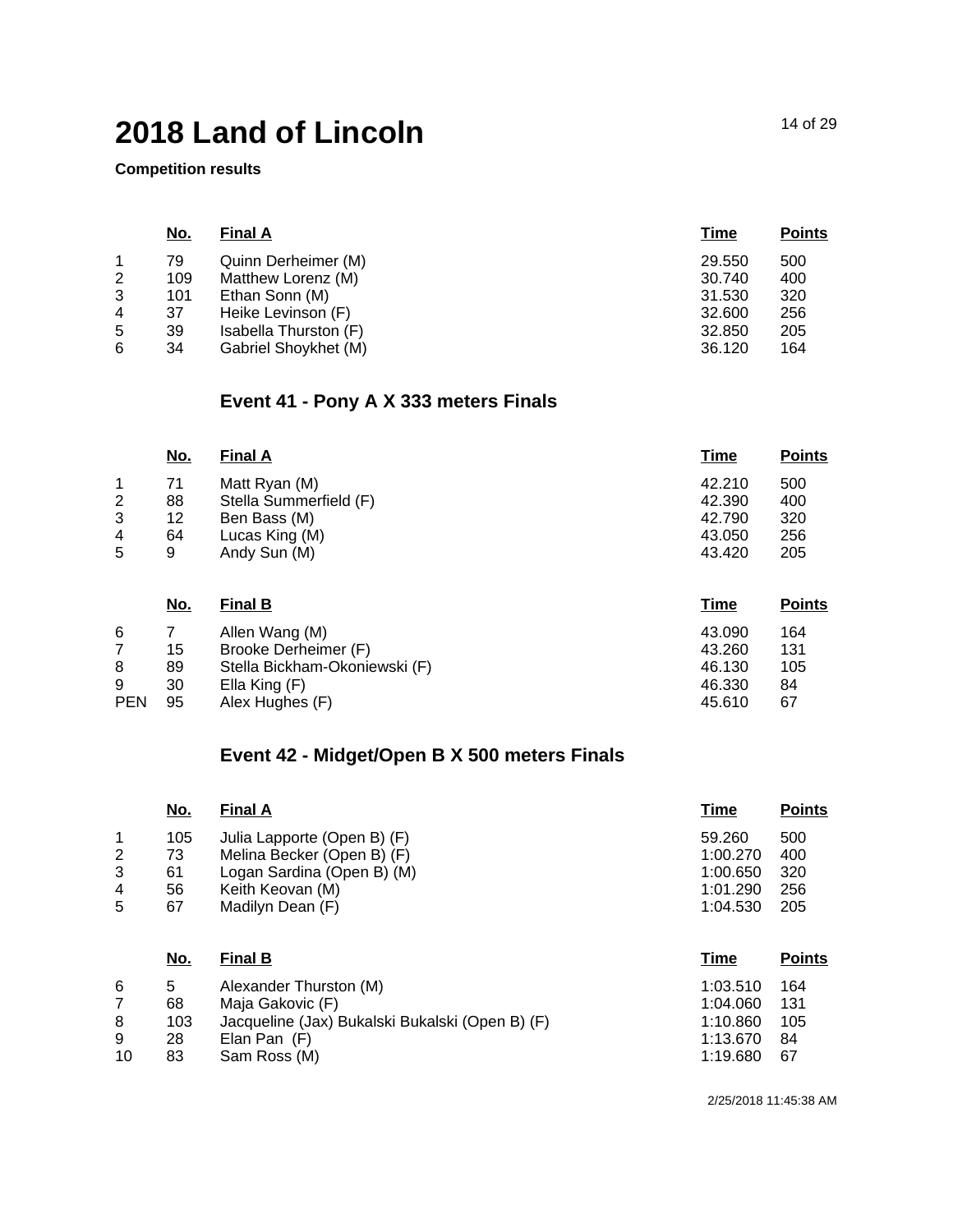# 2018 Land of Lincoln

**Competition results**

| | No. | Final A | Time | Points |
|---|---|---|---|---|
| 1 | 79 | Quinn Derheimer (M) | 29.550 | 500 |
| 2 | 109 | Matthew Lorenz (M) | 30.740 | 400 |
| 3 | 101 | Ethan Sonn (M) | 31.530 | 320 |
| 4 | 37 | Heike Levinson (F) | 32.600 | 256 |
| 5 | 39 | Isabella Thurston (F) | 32.850 | 205 |
| 6 | 34 | Gabriel Shoykhet (M) | 36.120 | 164 |

### Event 41 - Pony A X 333 meters Finals

| | No. | Final A | Time | Points |
|---|---|---|---|---|
| 1 | 71 | Matt Ryan (M) | 42.210 | 500 |
| 2 | 88 | Stella Summerfield (F) | 42.390 | 400 |
| 3 | 12 | Ben Bass (M) | 42.790 | 320 |
| 4 | 64 | Lucas King (M) | 43.050 | 256 |
| 5 | 9 | Andy Sun (M) | 43.420 | 205 |

| | No. | Final B | Time | Points |
|---|---|---|---|---|
| 6 | 7 | Allen Wang (M) | 43.090 | 164 |
| 7 | 15 | Brooke Derheimer (F) | 43.260 | 131 |
| 8 | 89 | Stella Bickham-Okoniewski (F) | 46.130 | 105 |
| 9 | 30 | Ella King (F) | 46.330 | 84 |
| PEN | 95 | Alex Hughes (F) | 45.610 | 67 |

### Event 42 - Midget/Open B X 500 meters Finals

| | No. | Final A | Time | Points |
|---|---|---|---|---|
| 1 | 105 | Julia Lapporte (Open B) (F) | 59.260 | 500 |
| 2 | 73 | Melina Becker (Open B) (F) | 1:00.270 | 400 |
| 3 | 61 | Logan Sardina (Open B) (M) | 1:00.650 | 320 |
| 4 | 56 | Keith Keovan (M) | 1:01.290 | 256 |
| 5 | 67 | Madilyn Dean (F) | 1:04.530 | 205 |

| | No. | Final B | Time | Points |
|---|---|---|---|---|
| 6 | 5 | Alexander Thurston (M) | 1:03.510 | 164 |
| 7 | 68 | Maja Gakovic (F) | 1:04.060 | 131 |
| 8 | 103 | Jacqueline (Jax) Bukalski Bukalski (Open B) (F) | 1:10.860 | 105 |
| 9 | 28 | Elan Pan (F) | 1:13.670 | 84 |
| 10 | 83 | Sam Ross (M) | 1:19.680 | 67 |

2/25/2018 11:45:38 AM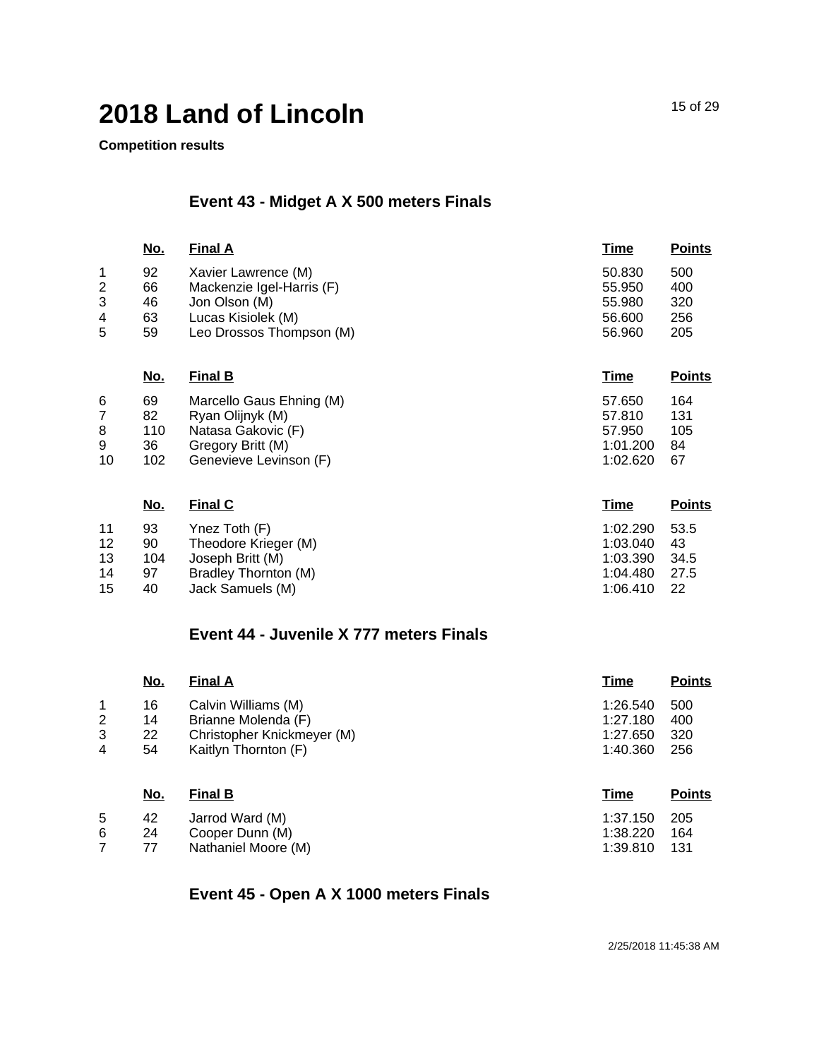# 2018 Land of Lincoln

**Competition results**

## Event 43 - Midget A X 500 meters Finals

| | No. | Final A | Time | Points |
|---|---|---|---|---|
| 1 | 92 | Xavier Lawrence (M) | 50.830 | 500 |
| 2 | 66 | Mackenzie Igel-Harris (F) | 55.950 | 400 |
| 3 | 46 | Jon Olson (M) | 55.980 | 320 |
| 4 | 63 | Lucas Kisiolek (M) | 56.600 | 256 |
| 5 | 59 | Leo Drossos Thompson (M) | 56.960 | 205 |

| | No. | Final B | Time | Points |
|---|---|---|---|---|
| 6 | 69 | Marcello Gaus Ehning (M) | 57.650 | 164 |
| 7 | 82 | Ryan Olijnyk (M) | 57.810 | 131 |
| 8 | 110 | Natasa Gakovic (F) | 57.950 | 105 |
| 9 | 36 | Gregory Britt (M) | 1:01.200 | 84 |
| 10 | 102 | Genevieve Levinson (F) | 1:02.620 | 67 |

| | No. | Final C | Time | Points |
|---|---|---|---|---|
| 11 | 93 | Ynez Toth (F) | 1:02.290 | 53.5 |
| 12 | 90 | Theodore Krieger (M) | 1:03.040 | 43 |
| 13 | 104 | Joseph Britt (M) | 1:03.390 | 34.5 |
| 14 | 97 | Bradley Thornton (M) | 1:04.480 | 27.5 |
| 15 | 40 | Jack Samuels (M) | 1:06.410 | 22 |

## Event 44 - Juvenile X 777 meters Finals

| | No. | Final A | Time | Points |
|---|---|---|---|---|
| 1 | 16 | Calvin Williams (M) | 1:26.540 | 500 |
| 2 | 14 | Brianne Molenda (F) | 1:27.180 | 400 |
| 3 | 22 | Christopher Knickmeyer (M) | 1:27.650 | 320 |
| 4 | 54 | Kaitlyn Thornton (F) | 1:40.360 | 256 |

| | No. | Final B | Time | Points |
|---|---|---|---|---|
| 5 | 42 | Jarrod Ward (M) | 1:37.150 | 205 |
| 6 | 24 | Cooper Dunn (M) | 1:38.220 | 164 |
| 7 | 77 | Nathaniel Moore (M) | 1:39.810 | 131 |

## Event 45 - Open A X 1000 meters Finals

2/25/2018 11:45:38 AM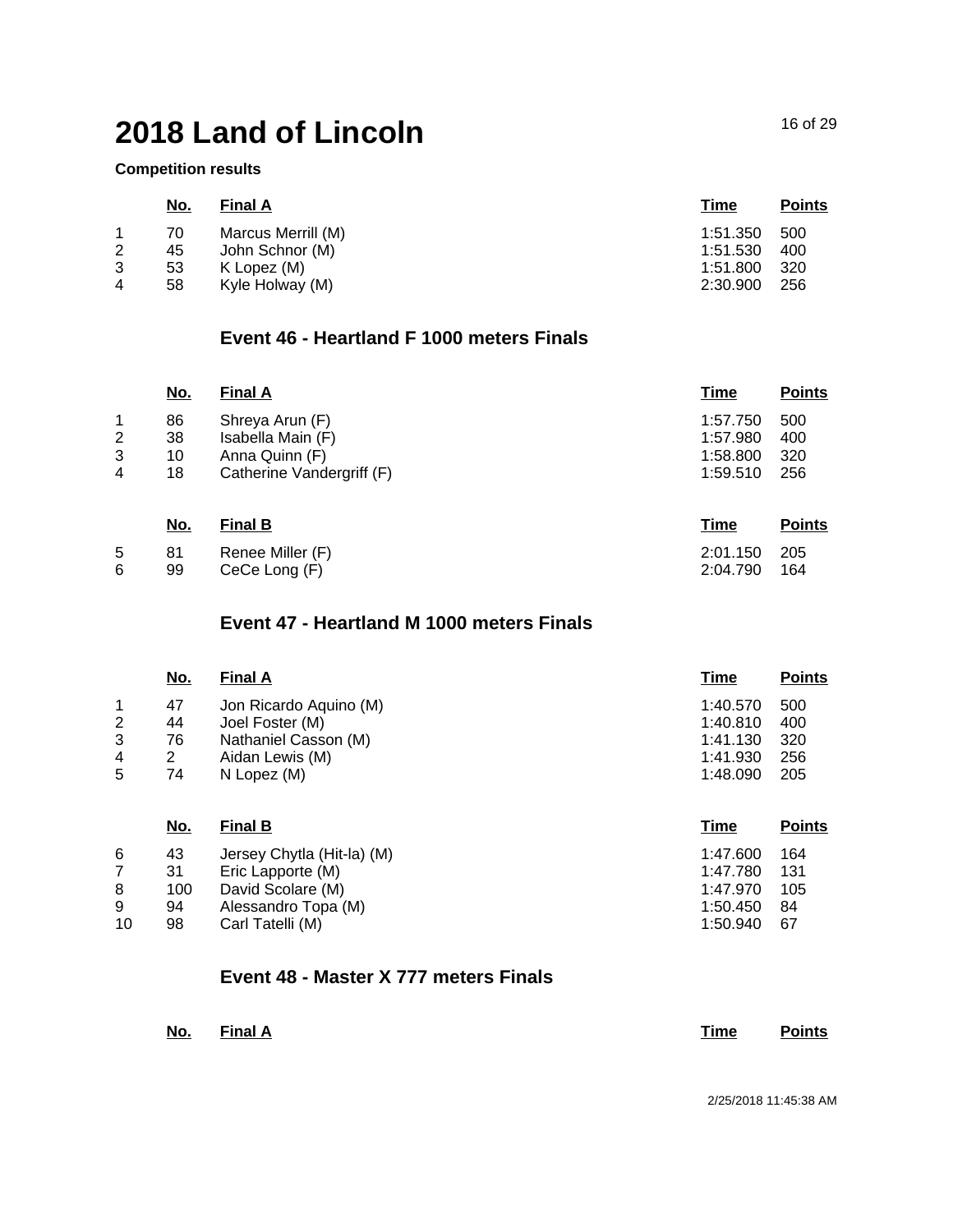# 2018 Land of Lincoln

**Competition results**

| | No. | Final A | Time | Points |
|---|---|---|---|---|
| 1 | 70 | Marcus Merrill (M) | 1:51.350 | 500 |
| 2 | 45 | John Schnor (M) | 1:51.530 | 400 |
| 3 | 53 | K Lopez (M) | 1:51.800 | 320 |
| 4 | 58 | Kyle Holway (M) | 2:30.900 | 256 |

### Event 46 - Heartland F 1000 meters Finals

| | No. | Final A | Time | Points |
|---|---|---|---|---|
| 1 | 86 | Shreya Arun (F) | 1:57.750 | 500 |
| 2 | 38 | Isabella Main (F) | 1:57.980 | 400 |
| 3 | 10 | Anna Quinn (F) | 1:58.800 | 320 |
| 4 | 18 | Catherine Vandergriff (F) | 1:59.510 | 256 |

| | No. | Final B | Time | Points |
|---|---|---|---|---|
| 5 | 81 | Renee Miller (F) | 2:01.150 | 205 |
| 6 | 99 | CeCe Long (F) | 2:04.790 | 164 |

### Event 47 - Heartland M 1000 meters Finals

| | No. | Final A | Time | Points |
|---|---|---|---|---|
| 1 | 47 | Jon Ricardo Aquino (M) | 1:40.570 | 500 |
| 2 | 44 | Joel Foster (M) | 1:40.810 | 400 |
| 3 | 76 | Nathaniel Casson (M) | 1:41.130 | 320 |
| 4 | 2 | Aidan Lewis (M) | 1:41.930 | 256 |
| 5 | 74 | N Lopez (M) | 1:48.090 | 205 |

| | No. | Final B | Time | Points |
|---|---|---|---|---|
| 6 | 43 | Jersey Chytla (Hit-la) (M) | 1:47.600 | 164 |
| 7 | 31 | Eric Lapporte (M) | 1:47.780 | 131 |
| 8 | 100 | David Scolare (M) | 1:47.970 | 105 |
| 9 | 94 | Alessandro Topa (M) | 1:50.450 | 84 |
| 10 | 98 | Carl Tatelli (M) | 1:50.940 | 67 |

### Event 48 - Master X 777 meters Finals

| | No. | Final A | Time | Points |
|---|---|---|---|---|

2/25/2018 11:45:38 AM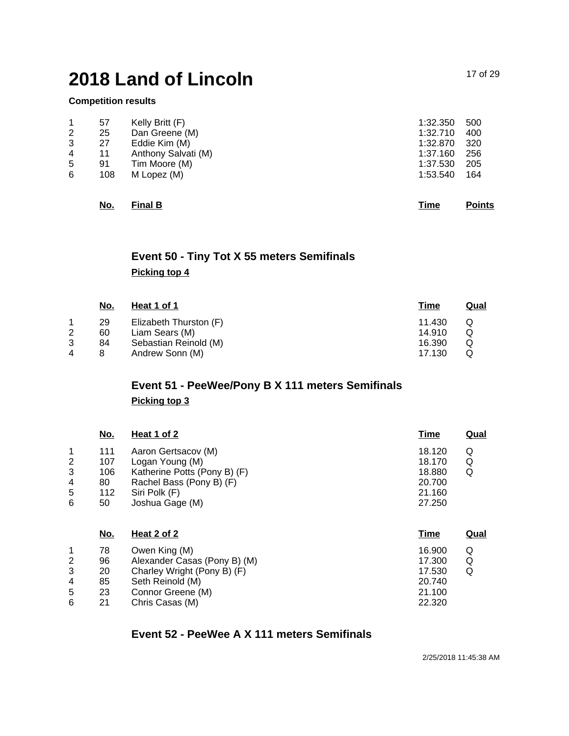# 2018 Land of Lincoln

**Competition results**

| | | | | |
|---|---|---|---|---|
| 1 | 57 | Kelly Britt (F) | 1:32.350 | 500 |
| 2 | 25 | Dan Greene (M) | 1:32.710 | 400 |
| 3 | 27 | Eddie Kim (M) | 1:32.870 | 320 |
| 4 | 11 | Anthony Salvati (M) | 1:37.160 | 256 |
| 5 | 91 | Tim Moore (M) | 1:37.530 | 205 |
| 6 | 108 | M Lopez (M) | 1:53.540 | 164 |

| | No. | Final B | Time | Points |
|---|---|---|---|---|

## Event 50 - Tiny Tot X 55 meters Semifinals

**Picking top 4**

| | No. | Heat 1 of 1 | Time | Qual |
|---|---|---|---|---|
| 1 | 29 | Elizabeth Thurston (F) | 11.430 | Q |
| 2 | 60 | Liam Sears (M) | 14.910 | Q |
| 3 | 84 | Sebastian Reinold (M) | 16.390 | Q |
| 4 | 8 | Andrew Sonn (M) | 17.130 | Q |

## Event 51 - PeeWee/Pony B X 111 meters Semifinals

**Picking top 3**

| | No. | Heat 1 of 2 | Time | Qual |
|---|---|---|---|---|
| 1 | 111 | Aaron Gertsacov (M) | 18.120 | Q |
| 2 | 107 | Logan Young (M) | 18.170 | Q |
| 3 | 106 | Katherine Potts (Pony B) (F) | 18.880 | Q |
| 4 | 80 | Rachel Bass (Pony B) (F) | 20.700 | |
| 5 | 112 | Siri Polk (F) | 21.160 | |
| 6 | 50 | Joshua Gage (M) | 27.250 | |

| | No. | Heat 2 of 2 | Time | Qual |
|---|---|---|---|---|
| 1 | 78 | Owen King (M) | 16.900 | Q |
| 2 | 96 | Alexander Casas (Pony B) (M) | 17.300 | Q |
| 3 | 20 | Charley Wright (Pony B) (F) | 17.530 | Q |
| 4 | 85 | Seth Reinold (M) | 20.740 | |
| 5 | 23 | Connor Greene (M) | 21.100 | |
| 6 | 21 | Chris Casas (M) | 22.320 | |

## Event 52 - PeeWee A X 111 meters Semifinals

2/25/2018 11:45:38 AM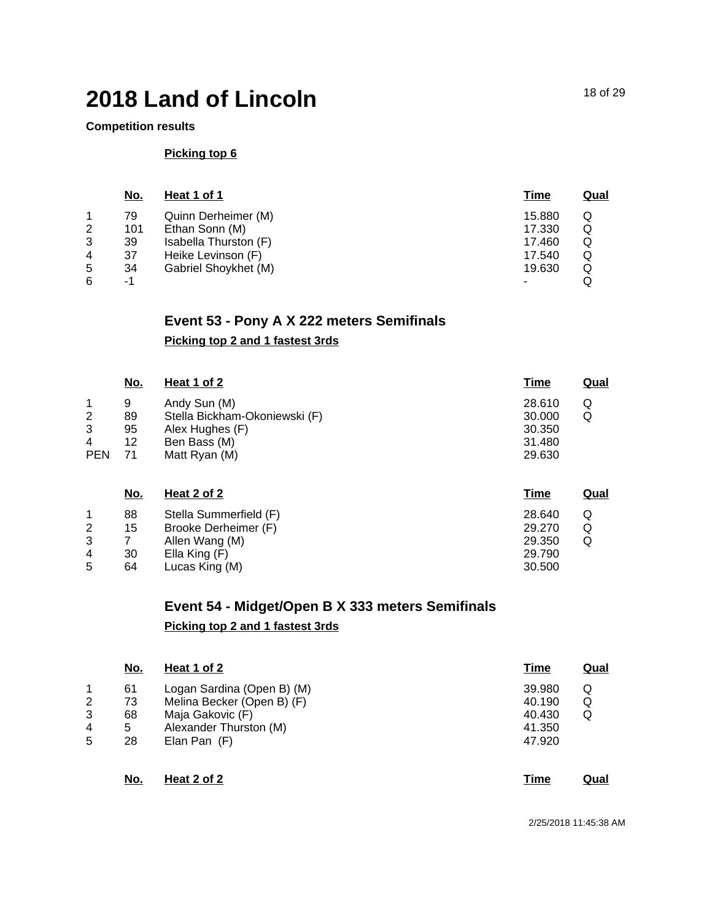# 2018 Land of Lincoln

**Competition results**

**Picking top 6**

| | No. | Heat 1 of 1 | Time | Qual |
|---|---|---|---|---|
| 1 | 79 | Quinn Derheimer (M) | 15.880 | Q |
| 2 | 101 | Ethan Sonn (M) | 17.330 | Q |
| 3 | 39 | Isabella Thurston (F) | 17.460 | Q |
| 4 | 37 | Heike Levinson (F) | 17.540 | Q |
| 5 | 34 | Gabriel Shoykhet (M) | 19.630 | Q |
| 6 | -1 | | - | Q |

## Event 53 - Pony A X 222 meters Semifinals

**Picking top 2 and 1 fastest 3rds**

| | No. | Heat 1 of 2 | Time | Qual |
|---|---|---|---|---|
| 1 | 9 | Andy Sun (M) | 28.610 | Q |
| 2 | 89 | Stella Bickham-Okoniewski (F) | 30.000 | Q |
| 3 | 95 | Alex Hughes (F) | 30.350 | |
| 4 | 12 | Ben Bass (M) | 31.480 | |
| PEN | 71 | Matt Ryan (M) | 29.630 | |

| | No. | Heat 2 of 2 | Time | Qual |
|---|---|---|---|---|
| 1 | 88 | Stella Summerfield (F) | 28.640 | Q |
| 2 | 15 | Brooke Derheimer (F) | 29.270 | Q |
| 3 | 7 | Allen Wang (M) | 29.350 | Q |
| 4 | 30 | Ella King (F) | 29.790 | |
| 5 | 64 | Lucas King (M) | 30.500 | |

## Event 54 - Midget/Open B X 333 meters Semifinals

**Picking top 2 and 1 fastest 3rds**

| | No. | Heat 1 of 2 | Time | Qual |
|---|---|---|---|---|
| 1 | 61 | Logan Sardina (Open B) (M) | 39.980 | Q |
| 2 | 73 | Melina Becker (Open B) (F) | 40.190 | Q |
| 3 | 68 | Maja Gakovic (F) | 40.430 | Q |
| 4 | 5 | Alexander Thurston (M) | 41.350 | |
| 5 | 28 | Elan Pan (F) | 47.920 | |

| | No. | Heat 2 of 2 | Time | Qual |
|---|---|---|---|---|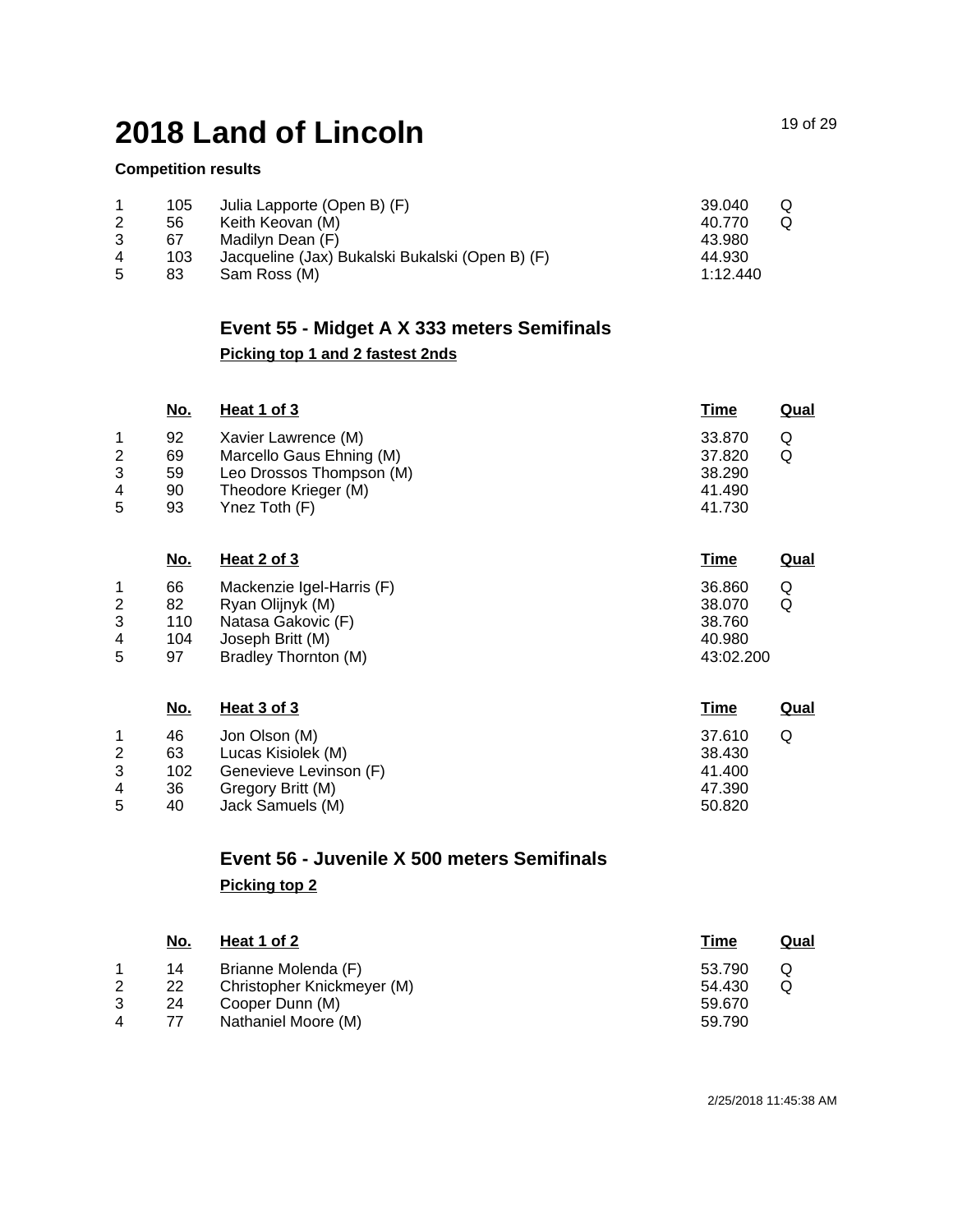# 2018 Land of Lincoln

**Competition results**

| | | | | |
|---|---|---|---|---|
| 1 | 105 | Julia Lapporte (Open B) (F) | 39.040 | Q |
| 2 | 56 | Keith Keovan (M) | 40.770 | Q |
| 3 | 67 | Madilyn Dean (F) | 43.980 | |
| 4 | 103 | Jacqueline (Jax) Bukalski Bukalski (Open B) (F) | 44.930 | |
| 5 | 83 | Sam Ross (M) | 1:12.440 | |

## Event 55 - Midget A X 333 meters Semifinals

**Picking top 1 and 2 fastest 2nds**

| | No. | Heat 1 of 3 | Time | Qual |
|---|---|---|---|---|
| 1 | 92 | Xavier Lawrence (M) | 33.870 | Q |
| 2 | 69 | Marcello Gaus Ehning (M) | 37.820 | Q |
| 3 | 59 | Leo Drossos Thompson (M) | 38.290 | |
| 4 | 90 | Theodore Krieger (M) | 41.490 | |
| 5 | 93 | Ynez Toth (F) | 41.730 | |

| | No. | Heat 2 of 3 | Time | Qual |
|---|---|---|---|---|
| 1 | 66 | Mackenzie Igel-Harris (F) | 36.860 | Q |
| 2 | 82 | Ryan Olijnyk (M) | 38.070 | Q |
| 3 | 110 | Natasa Gakovic (F) | 38.760 | |
| 4 | 104 | Joseph Britt (M) | 40.980 | |
| 5 | 97 | Bradley Thornton (M) | 43:02.200 | |

| | No. | Heat 3 of 3 | Time | Qual |
|---|---|---|---|---|
| 1 | 46 | Jon Olson (M) | 37.610 | Q |
| 2 | 63 | Lucas Kisiolek (M) | 38.430 | |
| 3 | 102 | Genevieve Levinson (F) | 41.400 | |
| 4 | 36 | Gregory Britt (M) | 47.390 | |
| 5 | 40 | Jack Samuels (M) | 50.820 | |

## Event 56 - Juvenile X 500 meters Semifinals

**Picking top 2**

| | No. | Heat 1 of 2 | Time | Qual |
|---|---|---|---|---|
| 1 | 14 | Brianne Molenda (F) | 53.790 | Q |
| 2 | 22 | Christopher Knickmeyer (M) | 54.430 | Q |
| 3 | 24 | Cooper Dunn (M) | 59.670 | |
| 4 | 77 | Nathaniel Moore (M) | 59.790 | |

2/25/2018 11:45:38 AM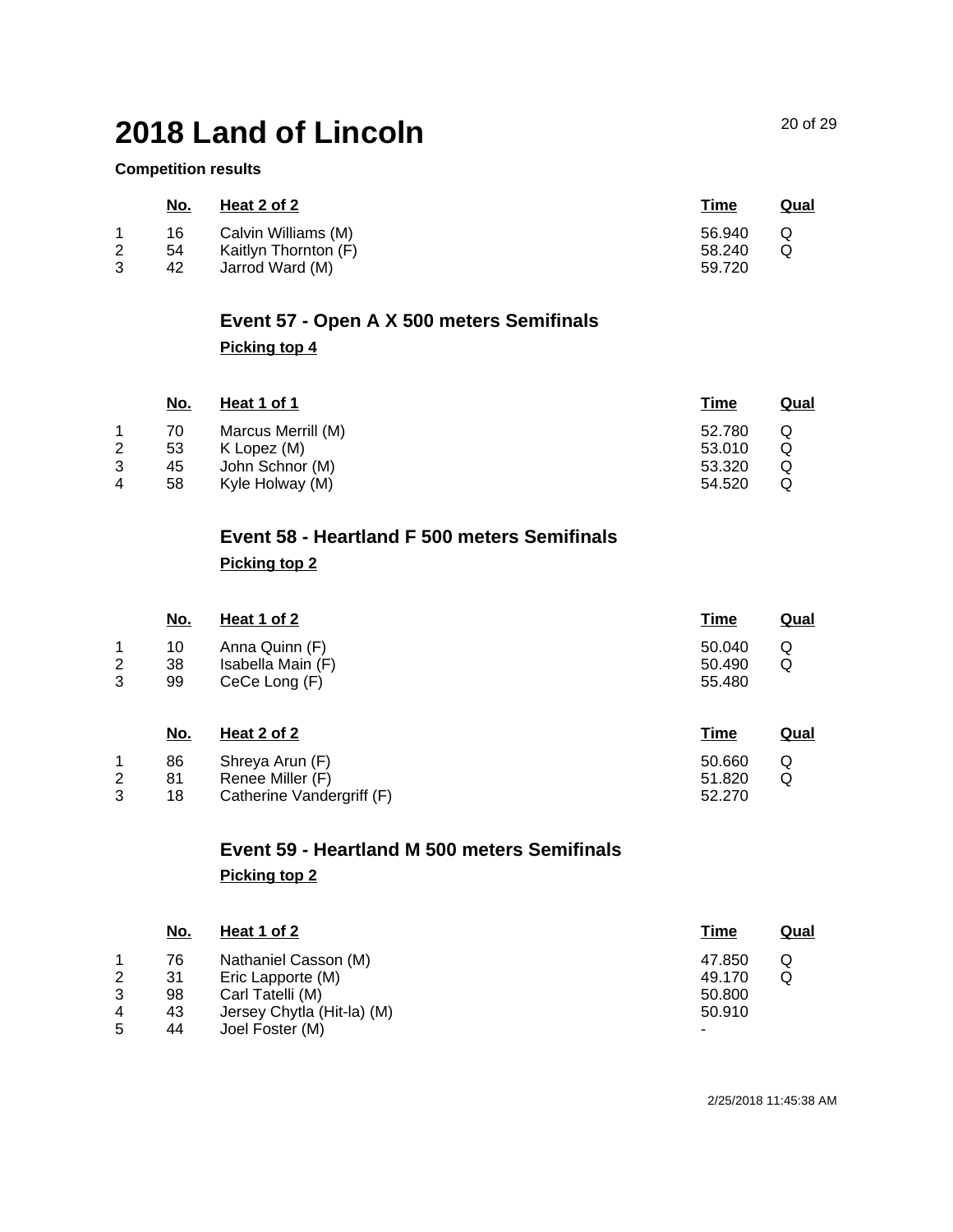# 2018 Land of Lincoln

**Competition results**

| | No. | Heat 2 of 2 | Time | Qual |
|---|---|---|---|---|
| 1 | 16 | Calvin Williams (M) | 56.940 | Q |
| 2 | 54 | Kaitlyn Thornton (F) | 58.240 | Q |
| 3 | 42 | Jarrod Ward (M) | 59.720 | |

## Event 57 - Open A X 500 meters Semifinals

**Picking top 4**

| | No. | Heat 1 of 1 | Time | Qual |
|---|---|---|---|---|
| 1 | 70 | Marcus Merrill (M) | 52.780 | Q |
| 2 | 53 | K Lopez (M) | 53.010 | Q |
| 3 | 45 | John Schnor (M) | 53.320 | Q |
| 4 | 58 | Kyle Holway (M) | 54.520 | Q |

## Event 58 - Heartland F 500 meters Semifinals

**Picking top 2**

| | No. | Heat 1 of 2 | Time | Qual |
|---|---|---|---|---|
| 1 | 10 | Anna Quinn (F) | 50.040 | Q |
| 2 | 38 | Isabella Main (F) | 50.490 | Q |
| 3 | 99 | CeCe Long (F) | 55.480 | |

| | No. | Heat 2 of 2 | Time | Qual |
|---|---|---|---|---|
| 1 | 86 | Shreya Arun (F) | 50.660 | Q |
| 2 | 81 | Renee Miller (F) | 51.820 | Q |
| 3 | 18 | Catherine Vandergriff (F) | 52.270 | |

## Event 59 - Heartland M 500 meters Semifinals

**Picking top 2**

| | No. | Heat 1 of 2 | Time | Qual |
|---|---|---|---|---|
| 1 | 76 | Nathaniel Casson (M) | 47.850 | Q |
| 2 | 31 | Eric Lapporte (M) | 49.170 | Q |
| 3 | 98 | Carl Tatelli (M) | 50.800 | |
| 4 | 43 | Jersey Chytla (Hit-la) (M) | 50.910 | |
| 5 | 44 | Joel Foster (M) | - | |

2/25/2018 11:45:38 AM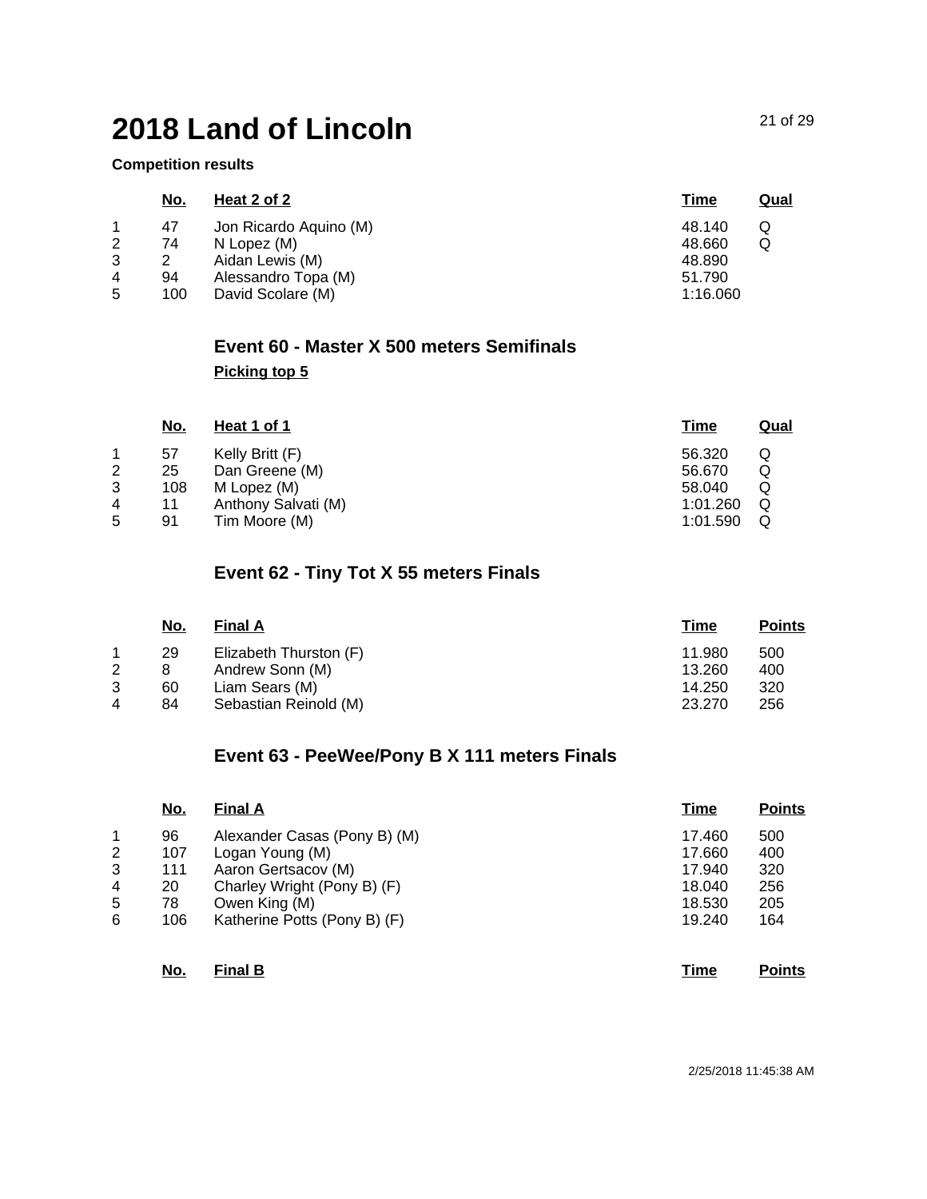# 2018 Land of Lincoln

**Competition results**

| | No. | Heat 2 of 2 | Time | Qual |
|---|---|---|---|---|
| 1 | 47 | Jon Ricardo Aquino (M) | 48.140 | Q |
| 2 | 74 | N Lopez (M) | 48.660 | Q |
| 3 | 2 | Aidan Lewis (M) | 48.890 | |
| 4 | 94 | Alessandro Topa (M) | 51.790 | |
| 5 | 100 | David Scolare (M) | 1:16.060 | |

## Event 60 - Master X 500 meters Semifinals

**Picking top 5**

| | No. | Heat 1 of 1 | Time | Qual |
|---|---|---|---|---|
| 1 | 57 | Kelly Britt (F) | 56.320 | Q |
| 2 | 25 | Dan Greene (M) | 56.670 | Q |
| 3 | 108 | M Lopez (M) | 58.040 | Q |
| 4 | 11 | Anthony Salvati (M) | 1:01.260 | Q |
| 5 | 91 | Tim Moore (M) | 1:01.590 | Q |

## Event 62 - Tiny Tot X 55 meters Finals

| | No. | Final A | Time | Points |
|---|---|---|---|---|
| 1 | 29 | Elizabeth Thurston (F) | 11.980 | 500 |
| 2 | 8 | Andrew Sonn (M) | 13.260 | 400 |
| 3 | 60 | Liam Sears (M) | 14.250 | 320 |
| 4 | 84 | Sebastian Reinold (M) | 23.270 | 256 |

## Event 63 - PeeWee/Pony B X 111 meters Finals

| | No. | Final A | Time | Points |
|---|---|---|---|---|
| 1 | 96 | Alexander Casas (Pony B) (M) | 17.460 | 500 |
| 2 | 107 | Logan Young (M) | 17.660 | 400 |
| 3 | 111 | Aaron Gertsacov (M) | 17.940 | 320 |
| 4 | 20 | Charley Wright (Pony B) (F) | 18.040 | 256 |
| 5 | 78 | Owen King (M) | 18.530 | 205 |
| 6 | 106 | Katherine Potts (Pony B) (F) | 19.240 | 164 |

| | No. | Final B | Time | Points |
|---|---|---|---|---|

2/25/2018 11:45:38 AM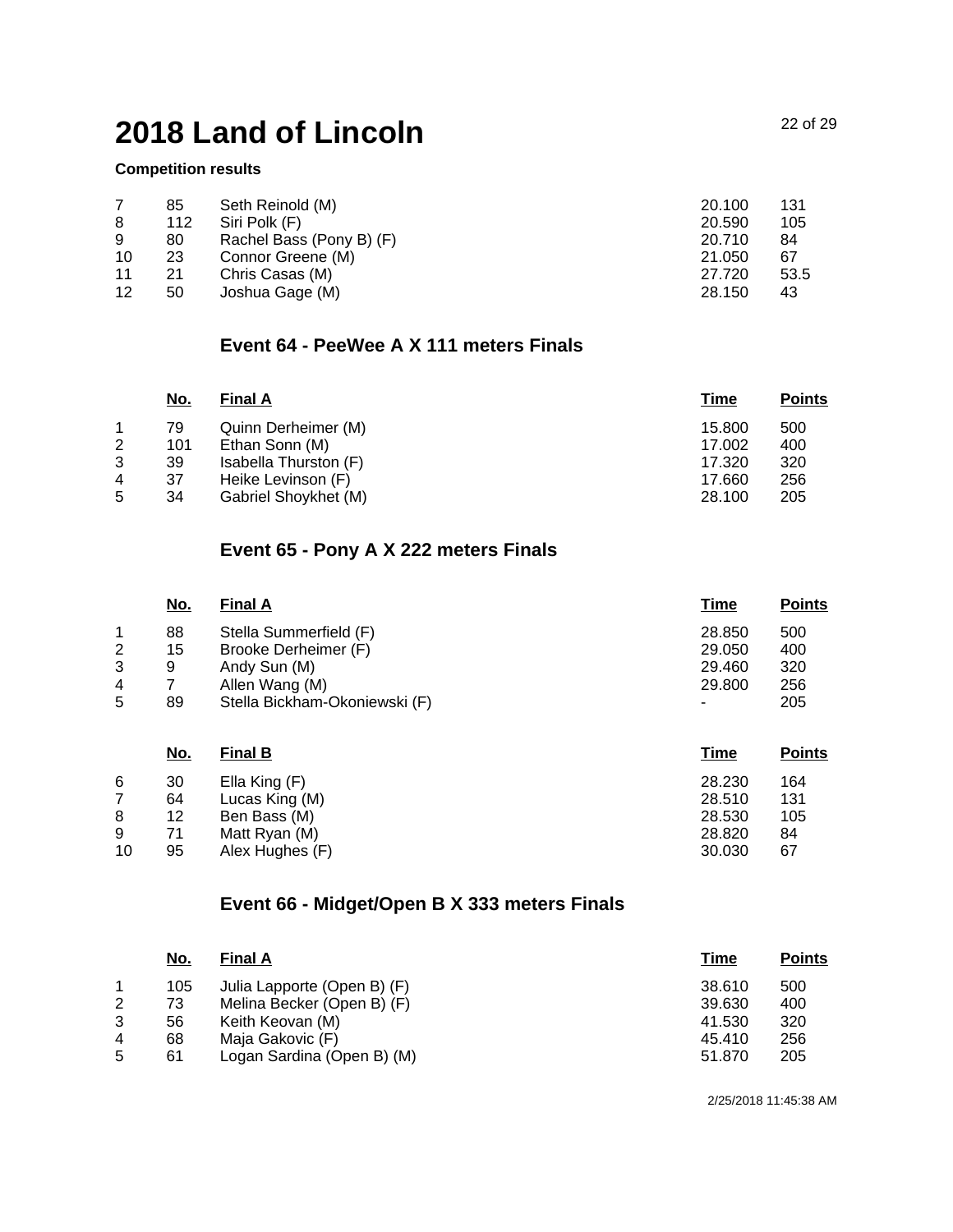# 2018 Land of Lincoln

**Competition results**

| | | | | |
|---|---|---|---|---|
| 7 | 85 | Seth Reinold (M) | 20.100 | 131 |
| 8 | 112 | Siri Polk (F) | 20.590 | 105 |
| 9 | 80 | Rachel Bass (Pony B) (F) | 20.710 | 84 |
| 10 | 23 | Connor Greene (M) | 21.050 | 67 |
| 11 | 21 | Chris Casas (M) | 27.720 | 53.5 |
| 12 | 50 | Joshua Gage (M) | 28.150 | 43 |

## Event 64 - PeeWee A X 111 meters Finals

| | No. | Final A | Time | Points |
|---|---|---|---|---|
| 1 | 79 | Quinn Derheimer (M) | 15.800 | 500 |
| 2 | 101 | Ethan Sonn (M) | 17.002 | 400 |
| 3 | 39 | Isabella Thurston (F) | 17.320 | 320 |
| 4 | 37 | Heike Levinson (F) | 17.660 | 256 |
| 5 | 34 | Gabriel Shoykhet (M) | 28.100 | 205 |

## Event 65 - Pony A X 222 meters Finals

| | No. | Final A | Time | Points |
|---|---|---|---|---|
| 1 | 88 | Stella Summerfield (F) | 28.850 | 500 |
| 2 | 15 | Brooke Derheimer (F) | 29.050 | 400 |
| 3 | 9 | Andy Sun (M) | 29.460 | 320 |
| 4 | 7 | Allen Wang (M) | 29.800 | 256 |
| 5 | 89 | Stella Bickham-Okoniewski (F) | - | 205 |

| | No. | Final B | Time | Points |
|---|---|---|---|---|
| 6 | 30 | Ella King (F) | 28.230 | 164 |
| 7 | 64 | Lucas King (M) | 28.510 | 131 |
| 8 | 12 | Ben Bass (M) | 28.530 | 105 |
| 9 | 71 | Matt Ryan (M) | 28.820 | 84 |
| 10 | 95 | Alex Hughes (F) | 30.030 | 67 |

## Event 66 - Midget/Open B X 333 meters Finals

| | No. | Final A | Time | Points |
|---|---|---|---|---|
| 1 | 105 | Julia Lapporte (Open B) (F) | 38.610 | 500 |
| 2 | 73 | Melina Becker (Open B) (F) | 39.630 | 400 |
| 3 | 56 | Keith Keovan (M) | 41.530 | 320 |
| 4 | 68 | Maja Gakovic (F) | 45.410 | 256 |
| 5 | 61 | Logan Sardina (Open B) (M) | 51.870 | 205 |

2/25/2018 11:45:38 AM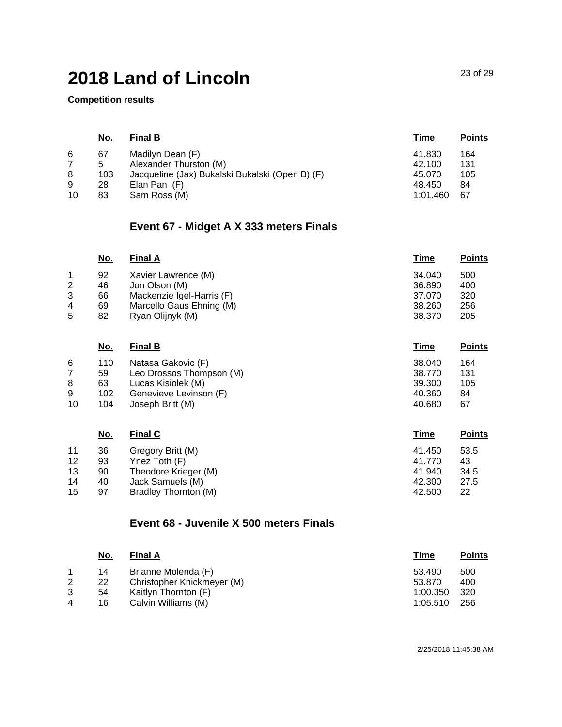# 2018 Land of Lincoln

**Competition results**

| | No. | Final B | Time | Points |
|---|---|---|---|---|
| 6 | 67 | Madilyn Dean (F) | 41.830 | 164 |
| 7 | 5 | Alexander Thurston (M) | 42.100 | 131 |
| 8 | 103 | Jacqueline (Jax) Bukalski Bukalski (Open B) (F) | 45.070 | 105 |
| 9 | 28 | Elan Pan (F) | 48.450 | 84 |
| 10 | 83 | Sam Ross (M) | 1:01.460 | 67 |

## Event 67 - Midget A X 333 meters Finals

| | No. | Final A | Time | Points |
|---|---|---|---|---|
| 1 | 92 | Xavier Lawrence (M) | 34.040 | 500 |
| 2 | 46 | Jon Olson (M) | 36.890 | 400 |
| 3 | 66 | Mackenzie Igel-Harris (F) | 37.070 | 320 |
| 4 | 69 | Marcello Gaus Ehning (M) | 38.260 | 256 |
| 5 | 82 | Ryan Olijnyk (M) | 38.370 | 205 |

| | No. | Final B | Time | Points |
|---|---|---|---|---|
| 6 | 110 | Natasa Gakovic (F) | 38.040 | 164 |
| 7 | 59 | Leo Drossos Thompson (M) | 38.770 | 131 |
| 8 | 63 | Lucas Kisiolek (M) | 39.300 | 105 |
| 9 | 102 | Genevieve Levinson (F) | 40.360 | 84 |
| 10 | 104 | Joseph Britt (M) | 40.680 | 67 |

| | No. | Final C | Time | Points |
|---|---|---|---|---|
| 11 | 36 | Gregory Britt (M) | 41.450 | 53.5 |
| 12 | 93 | Ynez Toth (F) | 41.770 | 43 |
| 13 | 90 | Theodore Krieger (M) | 41.940 | 34.5 |
| 14 | 40 | Jack Samuels (M) | 42.300 | 27.5 |
| 15 | 97 | Bradley Thornton (M) | 42.500 | 22 |

## Event 68 - Juvenile X 500 meters Finals

| | No. | Final A | Time | Points |
|---|---|---|---|---|
| 1 | 14 | Brianne Molenda (F) | 53.490 | 500 |
| 2 | 22 | Christopher Knickmeyer (M) | 53.870 | 400 |
| 3 | 54 | Kaitlyn Thornton (F) | 1:00.350 | 320 |
| 4 | 16 | Calvin Williams (M) | 1:05.510 | 256 |

2/25/2018 11:45:38 AM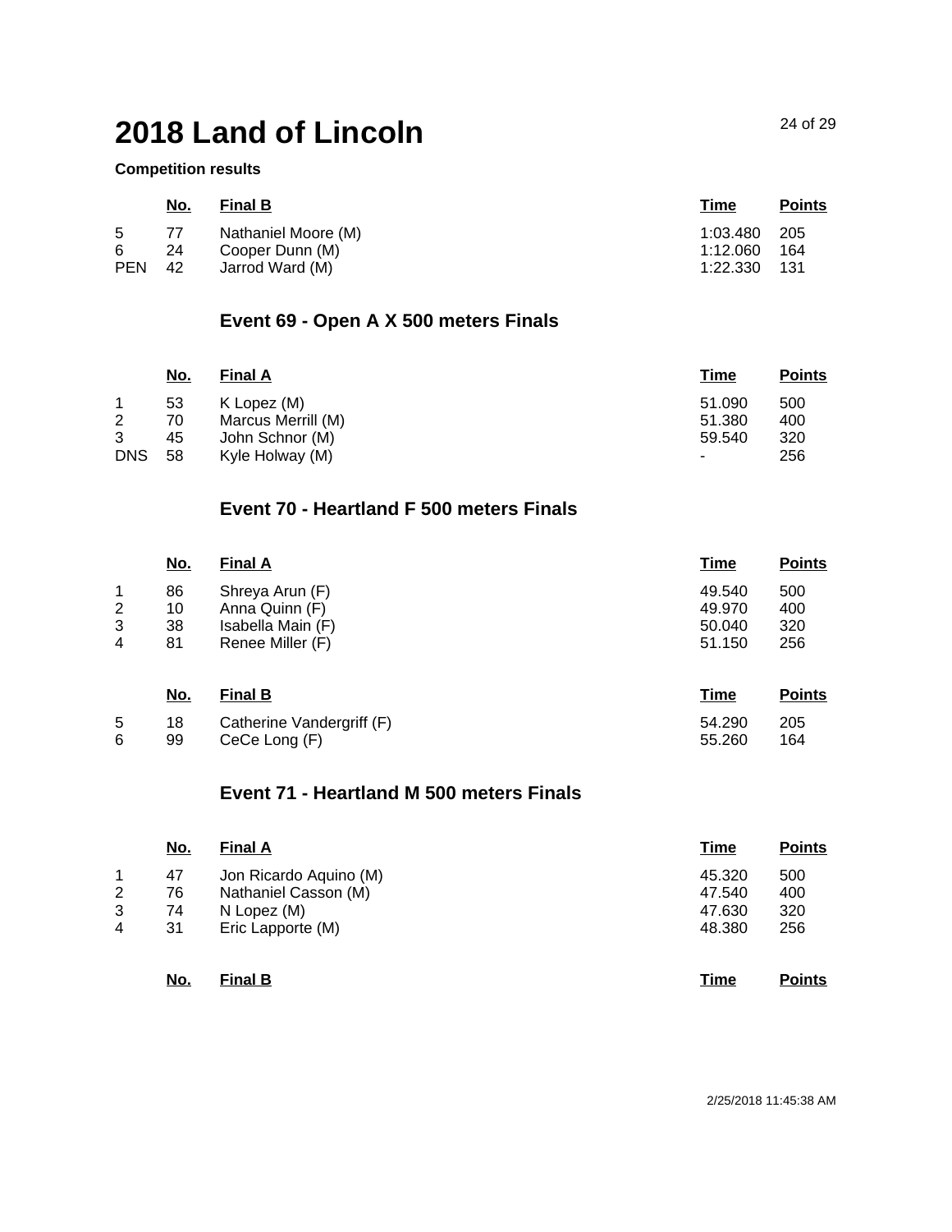# 2018 Land of Lincoln

**Competition results**

| | No. | Final B | Time | Points |
|---|---|---|---|---|
| 5 | 77 | Nathaniel Moore (M) | 1:03.480 | 205 |
| 6 | 24 | Cooper Dunn (M) | 1:12.060 | 164 |
| PEN | 42 | Jarrod Ward (M) | 1:22.330 | 131 |

## Event 69 - Open A X 500 meters Finals

| | No. | Final A | Time | Points |
|---|---|---|---|---|
| 1 | 53 | K Lopez (M) | 51.090 | 500 |
| 2 | 70 | Marcus Merrill (M) | 51.380 | 400 |
| 3 | 45 | John Schnor (M) | 59.540 | 320 |
| DNS | 58 | Kyle Holway (M) | - | 256 |

## Event 70 - Heartland F 500 meters Finals

| | No. | Final A | Time | Points |
|---|---|---|---|---|
| 1 | 86 | Shreya Arun (F) | 49.540 | 500 |
| 2 | 10 | Anna Quinn (F) | 49.970 | 400 |
| 3 | 38 | Isabella Main (F) | 50.040 | 320 |
| 4 | 81 | Renee Miller (F) | 51.150 | 256 |

| | No. | Final B | Time | Points |
|---|---|---|---|---|
| 5 | 18 | Catherine Vandergriff (F) | 54.290 | 205 |
| 6 | 99 | CeCe Long (F) | 55.260 | 164 |

## Event 71 - Heartland M 500 meters Finals

| | No. | Final A | Time | Points |
|---|---|---|---|---|
| 1 | 47 | Jon Ricardo Aquino (M) | 45.320 | 500 |
| 2 | 76 | Nathaniel Casson (M) | 47.540 | 400 |
| 3 | 74 | N Lopez (M) | 47.630 | 320 |
| 4 | 31 | Eric Lapporte (M) | 48.380 | 256 |

| | No. | Final B | Time | Points |
|---|---|---|---|---|

2/25/2018 11:45:38 AM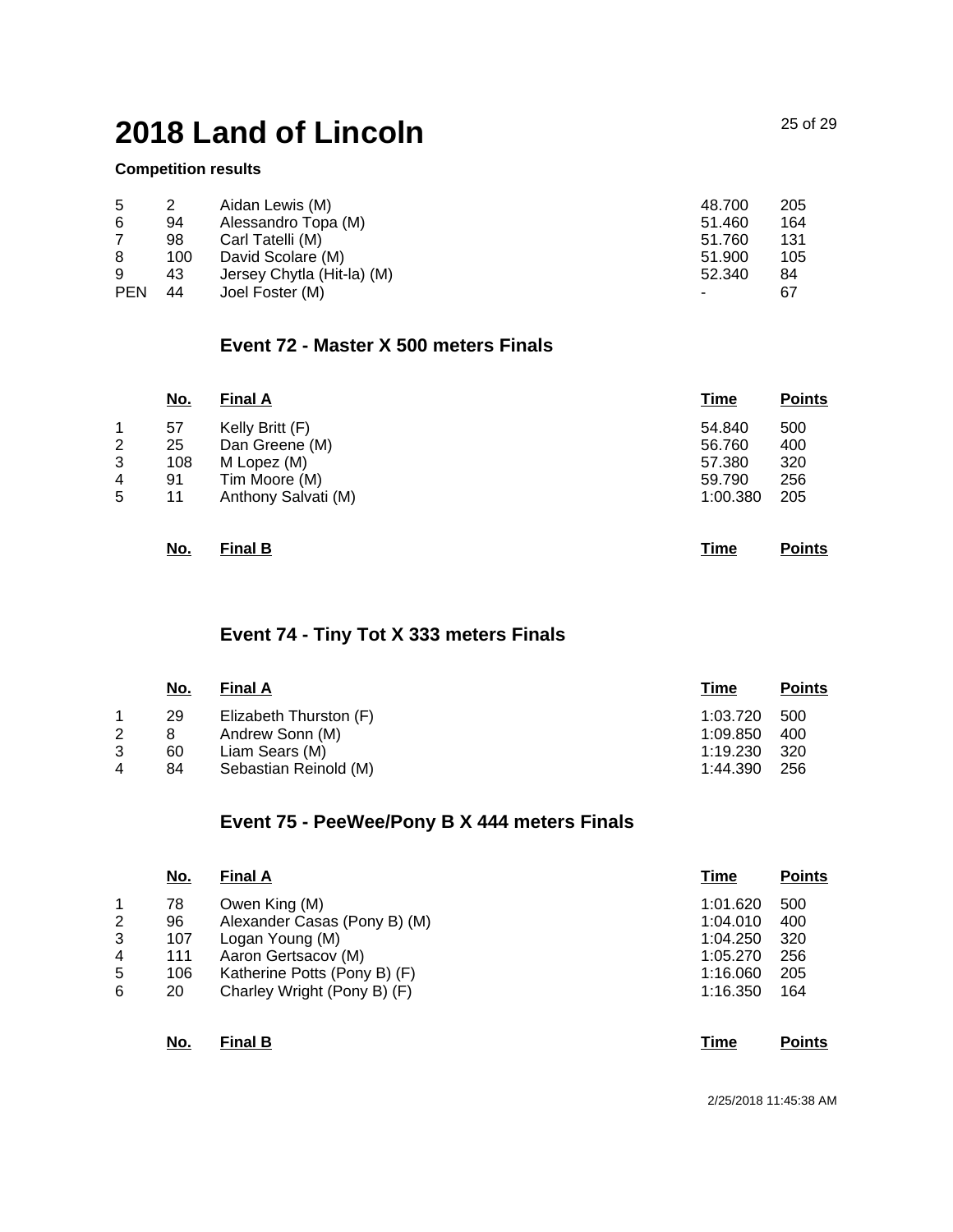# 2018 Land of Lincoln

**Competition results**

| | | | | |
|---|---|---|---|---|
| 5 | 2 | Aidan Lewis (M) | 48.700 | 205 |
| 6 | 94 | Alessandro Topa (M) | 51.460 | 164 |
| 7 | 98 | Carl Tatelli (M) | 51.760 | 131 |
| 8 | 100 | David Scolare (M) | 51.900 | 105 |
| 9 | 43 | Jersey Chytla (Hit-la) (M) | 52.340 | 84 |
| PEN | 44 | Joel Foster (M) | - | 67 |

## Event 72 - Master X 500 meters Finals

| | No. | Final A | Time | Points |
|---|---|---|---|---|
| 1 | 57 | Kelly Britt (F) | 54.840 | 500 |
| 2 | 25 | Dan Greene (M) | 56.760 | 400 |
| 3 | 108 | M Lopez (M) | 57.380 | 320 |
| 4 | 91 | Tim Moore (M) | 59.790 | 256 |
| 5 | 11 | Anthony Salvati (M) | 1:00.380 | 205 |

| | No. | Final B | Time | Points |
|---|---|---|---|---|

## Event 74 - Tiny Tot X 333 meters Finals

| | No. | Final A | Time | Points |
|---|---|---|---|---|
| 1 | 29 | Elizabeth Thurston (F) | 1:03.720 | 500 |
| 2 | 8 | Andrew Sonn (M) | 1:09.850 | 400 |
| 3 | 60 | Liam Sears (M) | 1:19.230 | 320 |
| 4 | 84 | Sebastian Reinold (M) | 1:44.390 | 256 |

## Event 75 - PeeWee/Pony B X 444 meters Finals

| | No. | Final A | Time | Points |
|---|---|---|---|---|
| 1 | 78 | Owen King (M) | 1:01.620 | 500 |
| 2 | 96 | Alexander Casas (Pony B) (M) | 1:04.010 | 400 |
| 3 | 107 | Logan Young (M) | 1:04.250 | 320 |
| 4 | 111 | Aaron Gertsacov (M) | 1:05.270 | 256 |
| 5 | 106 | Katherine Potts (Pony B) (F) | 1:16.060 | 205 |
| 6 | 20 | Charley Wright (Pony B) (F) | 1:16.350 | 164 |

| | No. | Final B | Time | Points |
|---|---|---|---|---|

2/25/2018 11:45:38 AM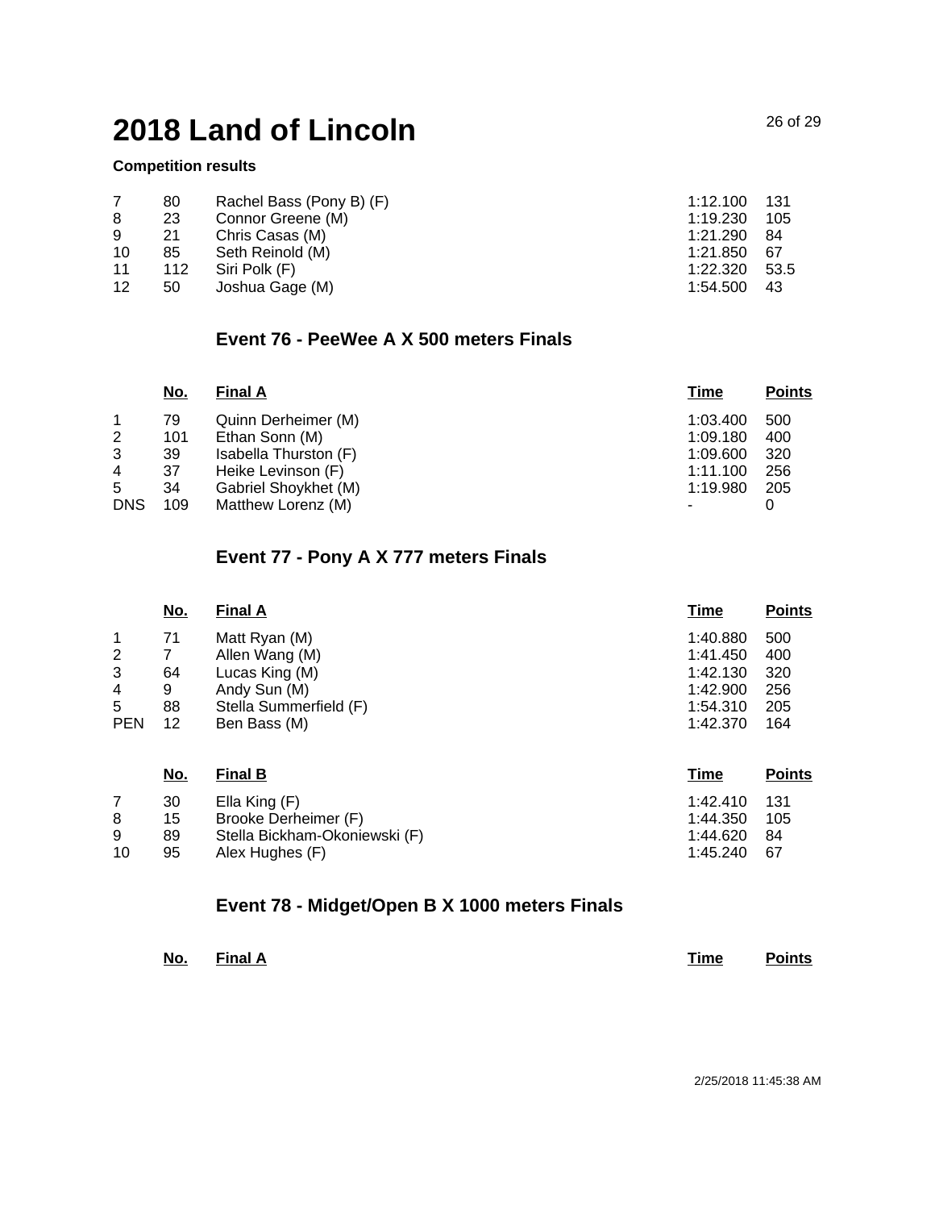# 2018 Land of Lincoln

**Competition results**

| | No. | | Time | Points |
|---|---|---|---|---|
| 7 | 80 | Rachel Bass (Pony B) (F) | 1:12.100 | 131 |
| 8 | 23 | Connor Greene (M) | 1:19.230 | 105 |
| 9 | 21 | Chris Casas (M) | 1:21.290 | 84 |
| 10 | 85 | Seth Reinold (M) | 1:21.850 | 67 |
| 11 | 112 | Siri Polk (F) | 1:22.320 | 53.5 |
| 12 | 50 | Joshua Gage (M) | 1:54.500 | 43 |

## Event 76 - PeeWee A X 500 meters Finals

| | No. | Final A | Time | Points |
|---|---|---|---|---|
| 1 | 79 | Quinn Derheimer (M) | 1:03.400 | 500 |
| 2 | 101 | Ethan Sonn (M) | 1:09.180 | 400 |
| 3 | 39 | Isabella Thurston (F) | 1:09.600 | 320 |
| 4 | 37 | Heike Levinson (F) | 1:11.100 | 256 |
| 5 | 34 | Gabriel Shoykhet (M) | 1:19.980 | 205 |
| DNS | 109 | Matthew Lorenz (M) | - | 0 |

## Event 77 - Pony A X 777 meters Finals

| | No. | Final A | Time | Points |
|---|---|---|---|---|
| 1 | 71 | Matt Ryan (M) | 1:40.880 | 500 |
| 2 | 7 | Allen Wang (M) | 1:41.450 | 400 |
| 3 | 64 | Lucas King (M) | 1:42.130 | 320 |
| 4 | 9 | Andy Sun (M) | 1:42.900 | 256 |
| 5 | 88 | Stella Summerfield (F) | 1:54.310 | 205 |
| PEN | 12 | Ben Bass (M) | 1:42.370 | 164 |

| | No. | Final B | Time | Points |
|---|---|---|---|---|
| 7 | 30 | Ella King (F) | 1:42.410 | 131 |
| 8 | 15 | Brooke Derheimer (F) | 1:44.350 | 105 |
| 9 | 89 | Stella Bickham-Okoniewski (F) | 1:44.620 | 84 |
| 10 | 95 | Alex Hughes (F) | 1:45.240 | 67 |

## Event 78 - Midget/Open B X 1000 meters Finals

| | No. | Final A | Time | Points |
|---|---|---|---|---|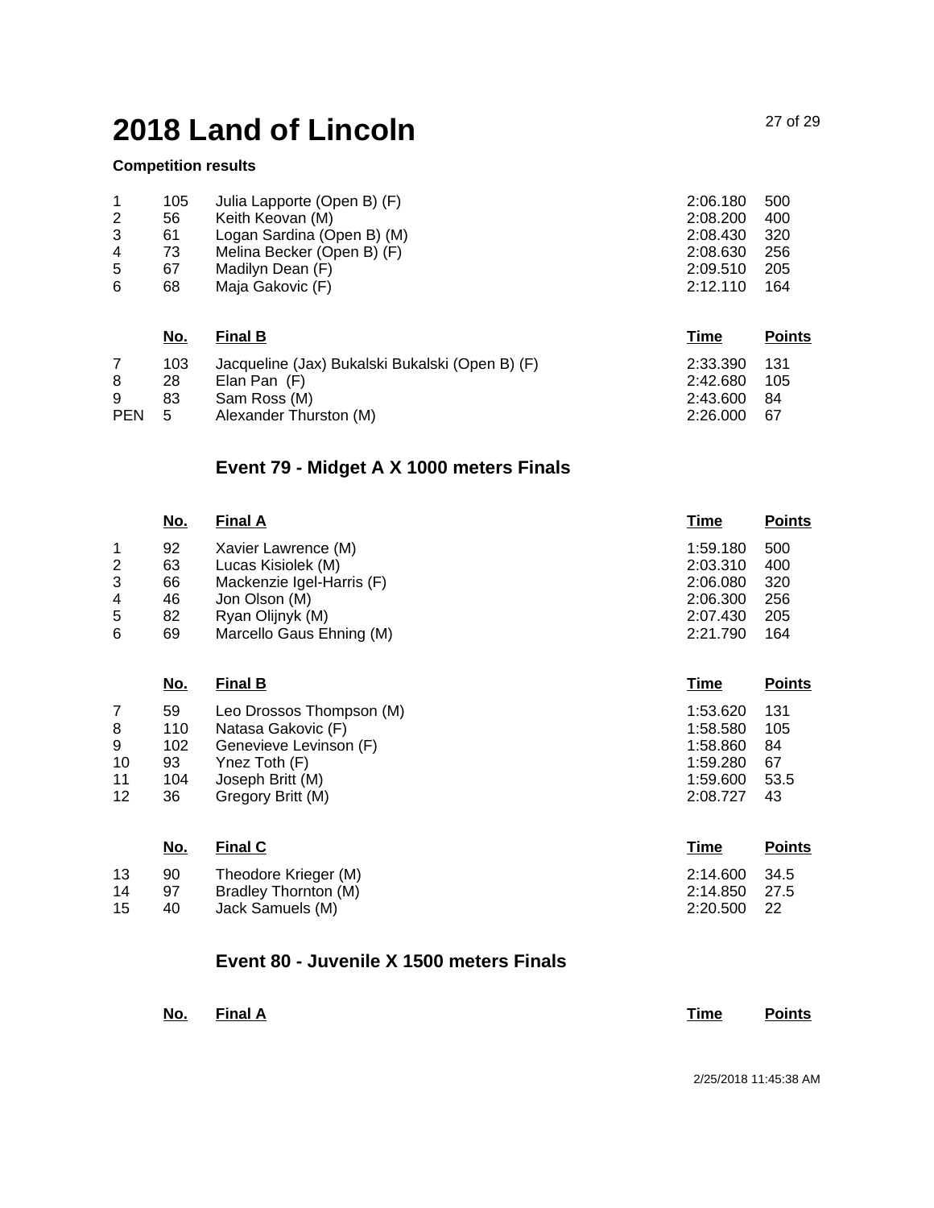# 2018 Land of Lincoln

**Competition results**

| | | | | |
|---|---|---|---|---|
| 1 | 105 | Julia Lapporte (Open B) (F) | 2:06.180 | 500 |
| 2 | 56 | Keith Keovan (M) | 2:08.200 | 400 |
| 3 | 61 | Logan Sardina (Open B) (M) | 2:08.430 | 320 |
| 4 | 73 | Melina Becker (Open B) (F) | 2:08.630 | 256 |
| 5 | 67 | Madilyn Dean (F) | 2:09.510 | 205 |
| 6 | 68 | Maja Gakovic (F) | 2:12.110 | 164 |

| | No. | Final B | Time | Points |
|---|---|---|---|---|
| 7 | 103 | Jacqueline (Jax) Bukalski Bukalski (Open B) (F) | 2:33.390 | 131 |
| 8 | 28 | Elan Pan (F) | 2:42.680 | 105 |
| 9 | 83 | Sam Ross (M) | 2:43.600 | 84 |
| PEN | 5 | Alexander Thurston (M) | 2:26.000 | 67 |

## Event 79 - Midget A X 1000 meters Finals

| | No. | Final A | Time | Points |
|---|---|---|---|---|
| 1 | 92 | Xavier Lawrence (M) | 1:59.180 | 500 |
| 2 | 63 | Lucas Kisiolek (M) | 2:03.310 | 400 |
| 3 | 66 | Mackenzie Igel-Harris (F) | 2:06.080 | 320 |
| 4 | 46 | Jon Olson (M) | 2:06.300 | 256 |
| 5 | 82 | Ryan Olijnyk (M) | 2:07.430 | 205 |
| 6 | 69 | Marcello Gaus Ehning (M) | 2:21.790 | 164 |

| | No. | Final B | Time | Points |
|---|---|---|---|---|
| 7 | 59 | Leo Drossos Thompson (M) | 1:53.620 | 131 |
| 8 | 110 | Natasa Gakovic (F) | 1:58.580 | 105 |
| 9 | 102 | Genevieve Levinson (F) | 1:58.860 | 84 |
| 10 | 93 | Ynez Toth (F) | 1:59.280 | 67 |
| 11 | 104 | Joseph Britt (M) | 1:59.600 | 53.5 |
| 12 | 36 | Gregory Britt (M) | 2:08.727 | 43 |

| | No. | Final C | Time | Points |
|---|---|---|---|---|
| 13 | 90 | Theodore Krieger (M) | 2:14.600 | 34.5 |
| 14 | 97 | Bradley Thornton (M) | 2:14.850 | 27.5 |
| 15 | 40 | Jack Samuels (M) | 2:20.500 | 22 |

## Event 80 - Juvenile X 1500 meters Finals

| | No. | Final A | Time | Points |
|---|---|---|---|---|

2/25/2018 11:45:38 AM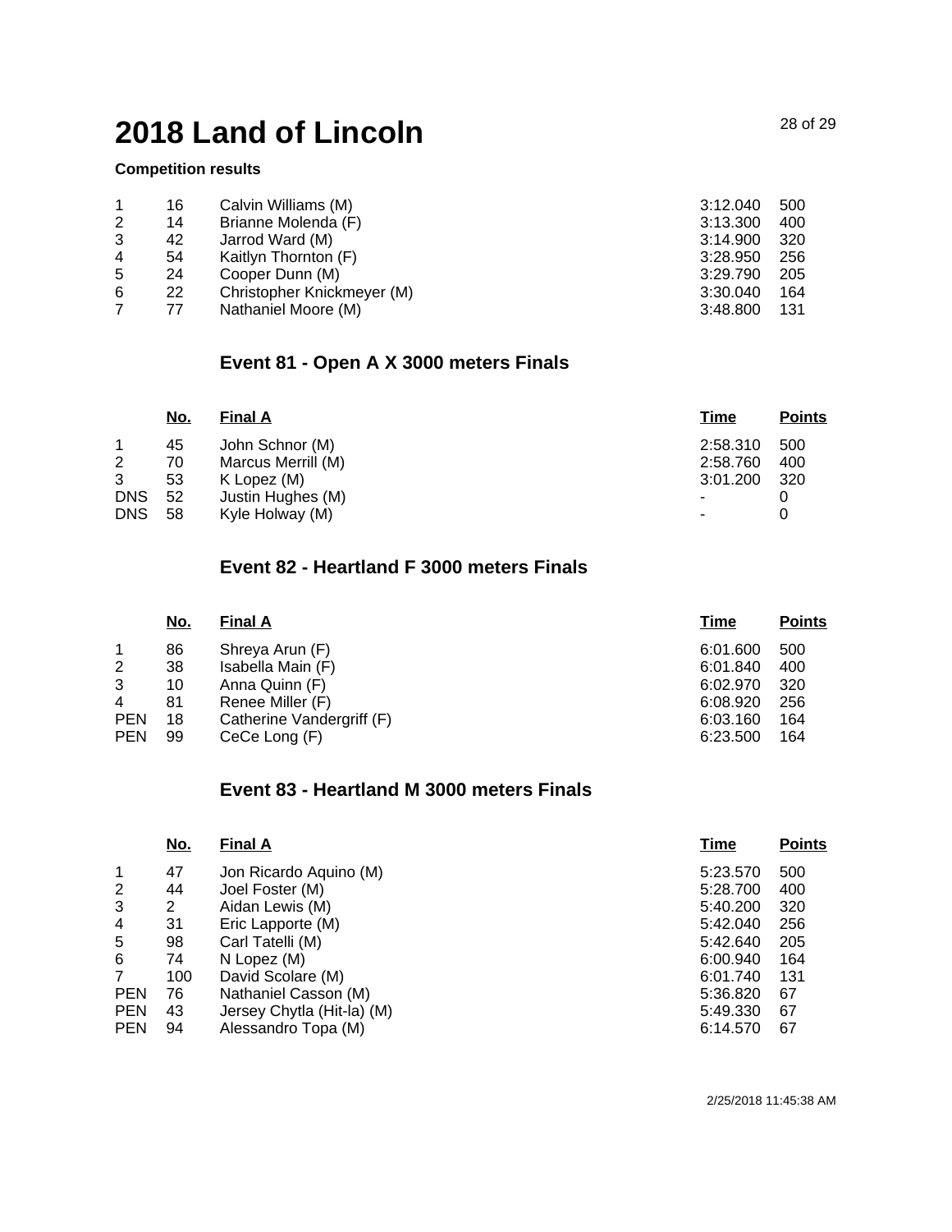# 2018 Land of Lincoln

**Competition results**

| | | | | |
|---|---|---|---|---|
| 1 | 16 | Calvin Williams (M) | 3:12.040 | 500 |
| 2 | 14 | Brianne Molenda (F) | 3:13.300 | 400 |
| 3 | 42 | Jarrod Ward (M) | 3:14.900 | 320 |
| 4 | 54 | Kaitlyn Thornton (F) | 3:28.950 | 256 |
| 5 | 24 | Cooper Dunn (M) | 3:29.790 | 205 |
| 6 | 22 | Christopher Knickmeyer (M) | 3:30.040 | 164 |
| 7 | 77 | Nathaniel Moore (M) | 3:48.800 | 131 |

## Event 81 - Open A X 3000 meters Finals

| | No. | Final A | Time | Points |
|---|---|---|---|---|
| 1 | 45 | John Schnor (M) | 2:58.310 | 500 |
| 2 | 70 | Marcus Merrill (M) | 2:58.760 | 400 |
| 3 | 53 | K Lopez (M) | 3:01.200 | 320 |
| DNS | 52 | Justin Hughes (M) | - | 0 |
| DNS | 58 | Kyle Holway (M) | - | 0 |

## Event 82 - Heartland F 3000 meters Finals

| | No. | Final A | Time | Points |
|---|---|---|---|---|
| 1 | 86 | Shreya Arun (F) | 6:01.600 | 500 |
| 2 | 38 | Isabella Main (F) | 6:01.840 | 400 |
| 3 | 10 | Anna Quinn (F) | 6:02.970 | 320 |
| 4 | 81 | Renee Miller (F) | 6:08.920 | 256 |
| PEN | 18 | Catherine Vandergriff (F) | 6:03.160 | 164 |
| PEN | 99 | CeCe Long (F) | 6:23.500 | 164 |

## Event 83 - Heartland M 3000 meters Finals

| | No. | Final A | Time | Points |
|---|---|---|---|---|
| 1 | 47 | Jon Ricardo Aquino (M) | 5:23.570 | 500 |
| 2 | 44 | Joel Foster (M) | 5:28.700 | 400 |
| 3 | 2 | Aidan Lewis (M) | 5:40.200 | 320 |
| 4 | 31 | Eric Lapporte (M) | 5:42.040 | 256 |
| 5 | 98 | Carl Tatelli (M) | 5:42.640 | 205 |
| 6 | 74 | N Lopez (M) | 6:00.940 | 164 |
| 7 | 100 | David Scolare (M) | 6:01.740 | 131 |
| PEN | 76 | Nathaniel Casson (M) | 5:36.820 | 67 |
| PEN | 43 | Jersey Chytla (Hit-la) (M) | 5:49.330 | 67 |
| PEN | 94 | Alessandro Topa (M) | 6:14.570 | 67 |

2/25/2018 11:45:38 AM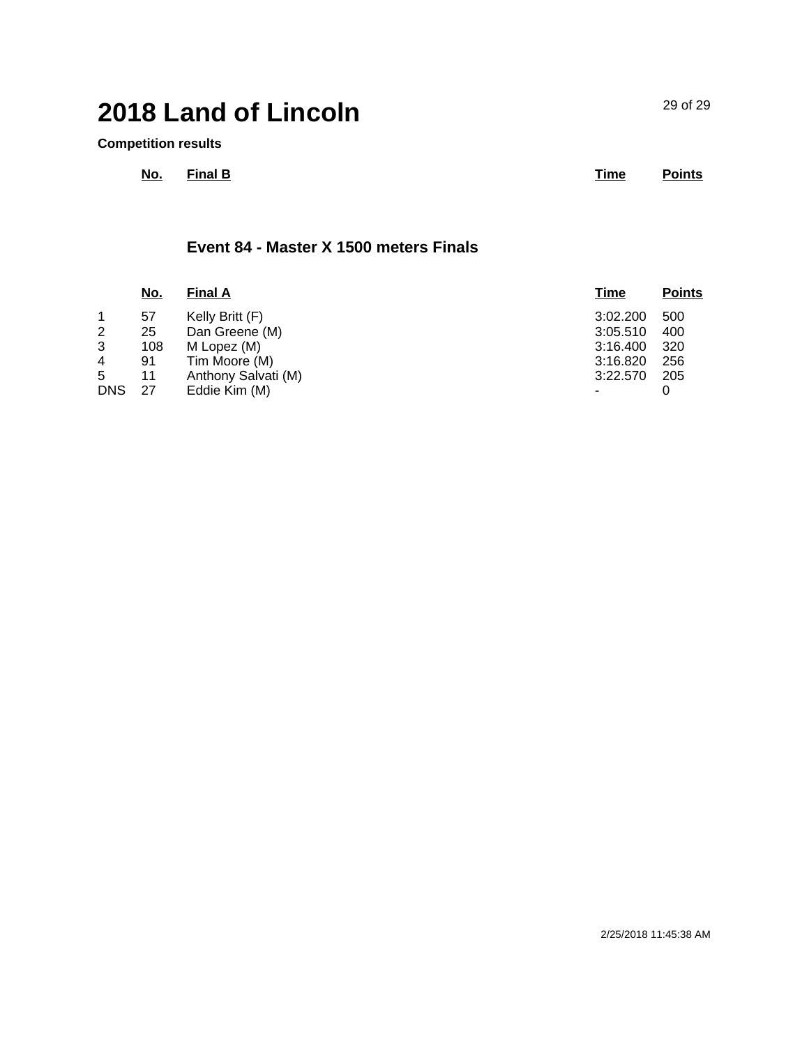# 2018 Land of Lincoln

**Competition results**

| | No. | Final B | Time | Points |
|---|---|---|---|---|

### Event 84 - Master X 1500 meters Finals

| | No. | Final A | Time | Points |
|---|---|---|---|---|
| 1 | 57 | Kelly Britt (F) | 3:02.200 | 500 |
| 2 | 25 | Dan Greene (M) | 3:05.510 | 400 |
| 3 | 108 | M Lopez (M) | 3:16.400 | 320 |
| 4 | 91 | Tim Moore (M) | 3:16.820 | 256 |
| 5 | 11 | Anthony Salvati (M) | 3:22.570 | 205 |
| DNS | 27 | Eddie Kim (M) | - | 0 |

2/25/2018 11:45:38 AM